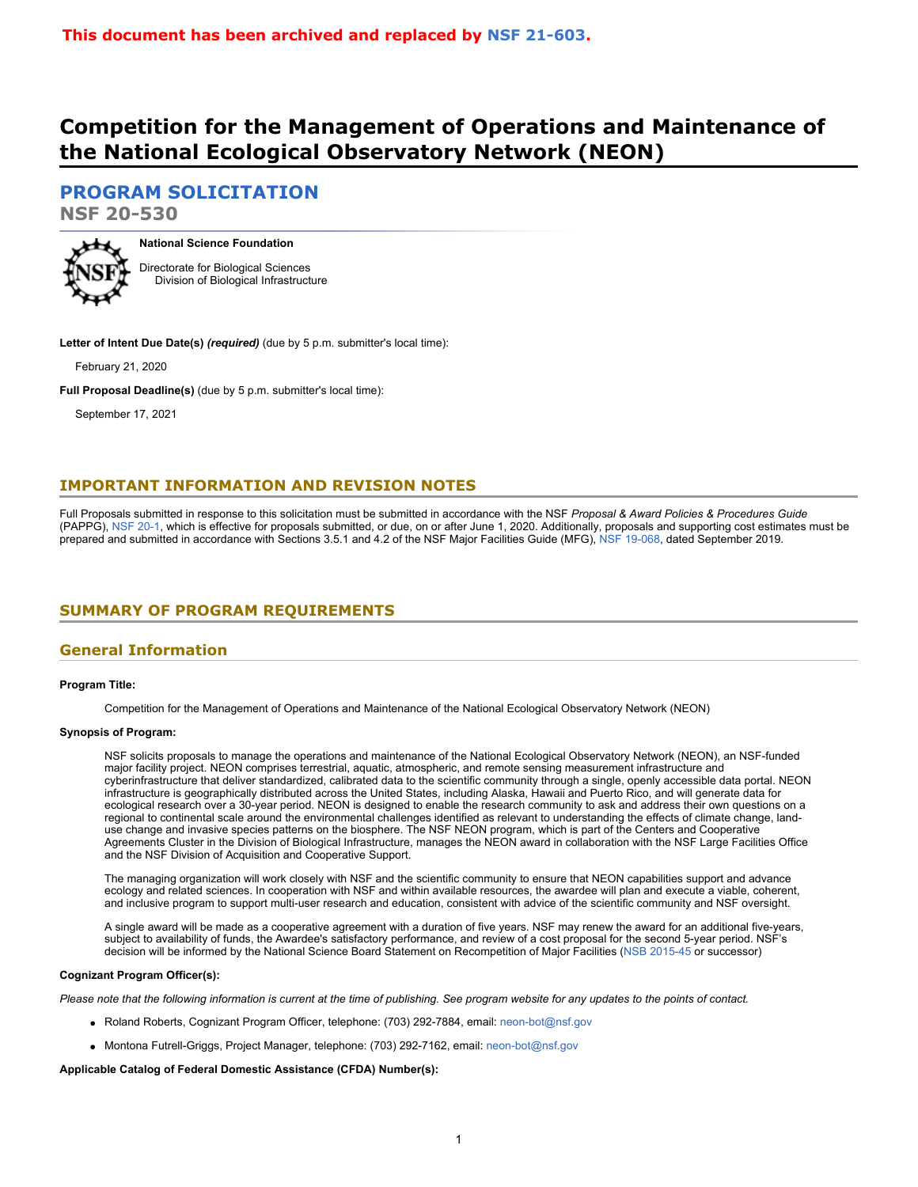**This document has been archived and replaced by NSF 21-603.**

# Competition for the Management of Operations and Maintenance of the National Ecological Observatory Network (NEON)

## PROGRAM SOLICITATION

**NSF 20-530**

**National Science Foundation**

Directorate for Biological Sciences
Division of Biological Infrastructure

**Letter of Intent Due Date(s)** ***(required)*** (due by 5 p.m. submitter's local time):

February 21, 2020

**Full Proposal Deadline(s)** (due by 5 p.m. submitter's local time):

September 17, 2021

## IMPORTANT INFORMATION AND REVISION NOTES

Full Proposals submitted in response to this solicitation must be submitted in accordance with the NSF *Proposal & Award Policies & Procedures Guide* (PAPPG), NSF 20-1, which is effective for proposals submitted, or due, on or after June 1, 2020. Additionally, proposals and supporting cost estimates must be prepared and submitted in accordance with Sections 3.5.1 and 4.2 of the NSF Major Facilities Guide (MFG), NSF 19-068, dated September 2019.

## SUMMARY OF PROGRAM REQUIREMENTS

### General Information

**Program Title:**

Competition for the Management of Operations and Maintenance of the National Ecological Observatory Network (NEON)

**Synopsis of Program:**

NSF solicits proposals to manage the operations and maintenance of the National Ecological Observatory Network (NEON), an NSF-funded major facility project. NEON comprises terrestrial, aquatic, atmospheric, and remote sensing measurement infrastructure and cyberinfrastructure that deliver standardized, calibrated data to the scientific community through a single, openly accessible data portal. NEON infrastructure is geographically distributed across the United States, including Alaska, Hawaii and Puerto Rico, and will generate data for ecological research over a 30-year period. NEON is designed to enable the research community to ask and address their own questions on a regional to continental scale around the environmental challenges identified as relevant to understanding the effects of climate change, land-use change and invasive species patterns on the biosphere. The NSF NEON program, which is part of the Centers and Cooperative Agreements Cluster in the Division of Biological Infrastructure, manages the NEON award in collaboration with the NSF Large Facilities Office and the NSF Division of Acquisition and Cooperative Support.

The managing organization will work closely with NSF and the scientific community to ensure that NEON capabilities support and advance ecology and related sciences. In cooperation with NSF and within available resources, the awardee will plan and execute a viable, coherent, and inclusive program to support multi-user research and education, consistent with advice of the scientific community and NSF oversight.

A single award will be made as a cooperative agreement with a duration of five years. NSF may renew the award for an additional five-years, subject to availability of funds, the Awardee's satisfactory performance, and review of a cost proposal for the second 5-year period. NSF's decision will be informed by the National Science Board Statement on Recompetition of Major Facilities (NSB 2015-45 or successor)

**Cognizant Program Officer(s):**

*Please note that the following information is current at the time of publishing. See program website for any updates to the points of contact.*

- Roland Roberts, Cognizant Program Officer, telephone: (703) 292-7884, email: neon-bot@nsf.gov
- Montona Futrell-Griggs, Project Manager, telephone: (703) 292-7162, email: neon-bot@nsf.gov

**Applicable Catalog of Federal Domestic Assistance (CFDA) Number(s):**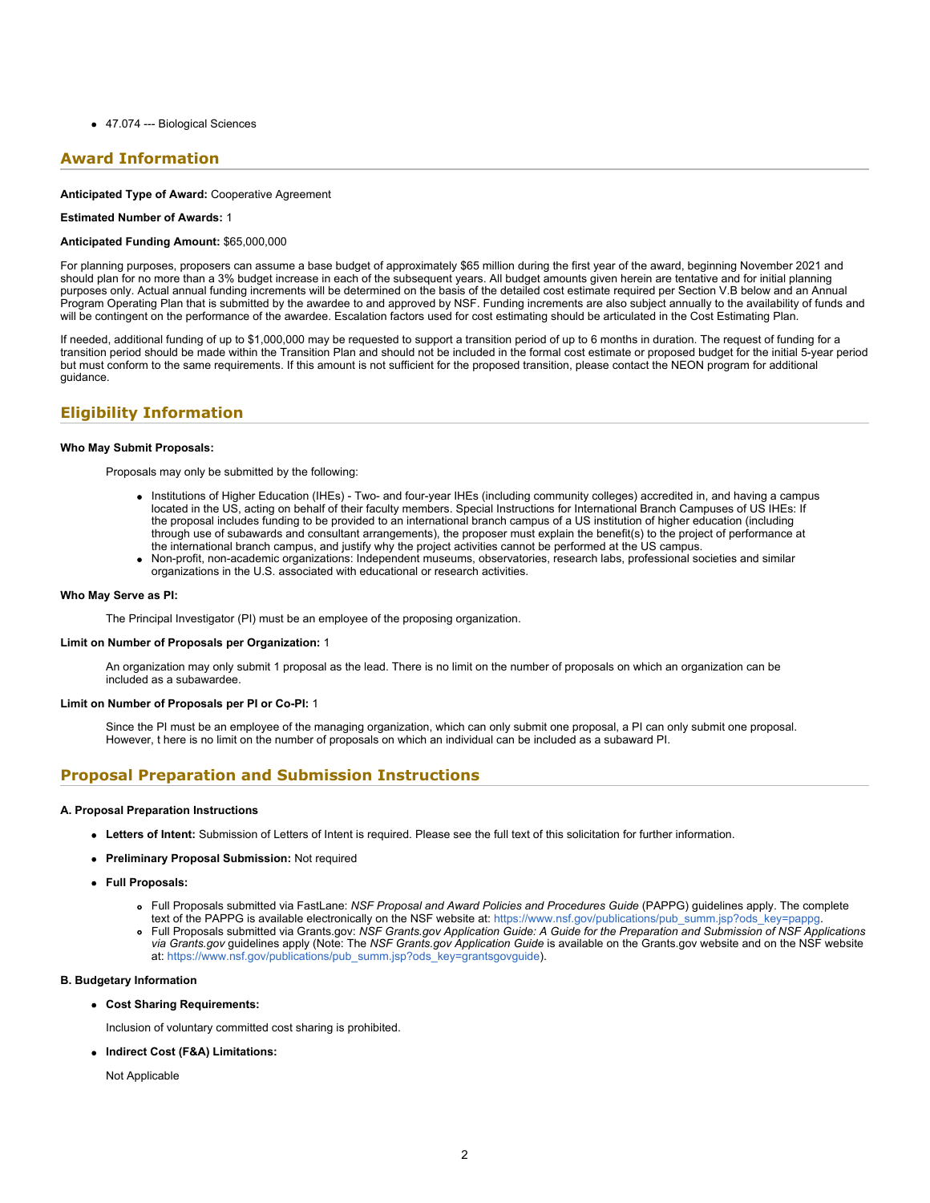- 47.074 --- Biological Sciences

## Award Information

**Anticipated Type of Award:** Cooperative Agreement

**Estimated Number of Awards:** 1

**Anticipated Funding Amount:** $65,000,000

For planning purposes, proposers can assume a base budget of approximately $65 million during the first year of the award, beginning November 2021 and should plan for no more than a 3% budget increase in each of the subsequent years. All budget amounts given herein are tentative and for initial planning purposes only. Actual annual funding increments will be determined on the basis of the detailed cost estimate required per Section V.B below and an Annual Program Operating Plan that is submitted by the awardee to and approved by NSF. Funding increments are also subject annually to the availability of funds and will be contingent on the performance of the awardee. Escalation factors used for cost estimating should be articulated in the Cost Estimating Plan.

If needed, additional funding of up to $1,000,000 may be requested to support a transition period of up to 6 months in duration. The request of funding for a transition period should be made within the Transition Plan and should not be included in the formal cost estimate or proposed budget for the initial 5-year period but must conform to the same requirements. If this amount is not sufficient for the proposed transition, please contact the NEON program for additional guidance.

## Eligibility Information

**Who May Submit Proposals:**

Proposals may only be submitted by the following:

- Institutions of Higher Education (IHEs) - Two- and four-year IHEs (including community colleges) accredited in, and having a campus located in the US, acting on behalf of their faculty members. Special Instructions for International Branch Campuses of US IHEs: If the proposal includes funding to be provided to an international branch campus of a US institution of higher education (including through use of subawards and consultant arrangements), the proposer must explain the benefit(s) to the project of performance at the international branch campus, and justify why the project activities cannot be performed at the US campus.
- Non-profit, non-academic organizations: Independent museums, observatories, research labs, professional societies and similar organizations in the U.S. associated with educational or research activities.

**Who May Serve as PI:**

The Principal Investigator (PI) must be an employee of the proposing organization.

**Limit on Number of Proposals per Organization:** 1

An organization may only submit 1 proposal as the lead. There is no limit on the number of proposals on which an organization can be included as a subawardee.

**Limit on Number of Proposals per PI or Co-PI:** 1

Since the PI must be an employee of the managing organization, which can only submit one proposal, a PI can only submit one proposal. However, t here is no limit on the number of proposals on which an individual can be included as a subaward PI.

## Proposal Preparation and Submission Instructions

**A. Proposal Preparation Instructions**

- **Letters of Intent:** Submission of Letters of Intent is required. Please see the full text of this solicitation for further information.
- **Preliminary Proposal Submission:** Not required
- **Full Proposals:**
  - Full Proposals submitted via FastLane: *NSF Proposal and Award Policies and Procedures Guide* (PAPPG) guidelines apply. The complete text of the PAPPG is available electronically on the NSF website at: https://www.nsf.gov/publications/pub_summ.jsp?ods_key=pappg.
  - Full Proposals submitted via Grants.gov: *NSF Grants.gov Application Guide: A Guide for the Preparation and Submission of NSF Applications via Grants.gov* guidelines apply (Note: The *NSF Grants.gov Application Guide* is available on the Grants.gov website and on the NSF website at: https://www.nsf.gov/publications/pub_summ.jsp?ods_key=grantsgovguide).

**B. Budgetary Information**

- **Cost Sharing Requirements:**

  Inclusion of voluntary committed cost sharing is prohibited.

- **Indirect Cost (F&A) Limitations:**

  Not Applicable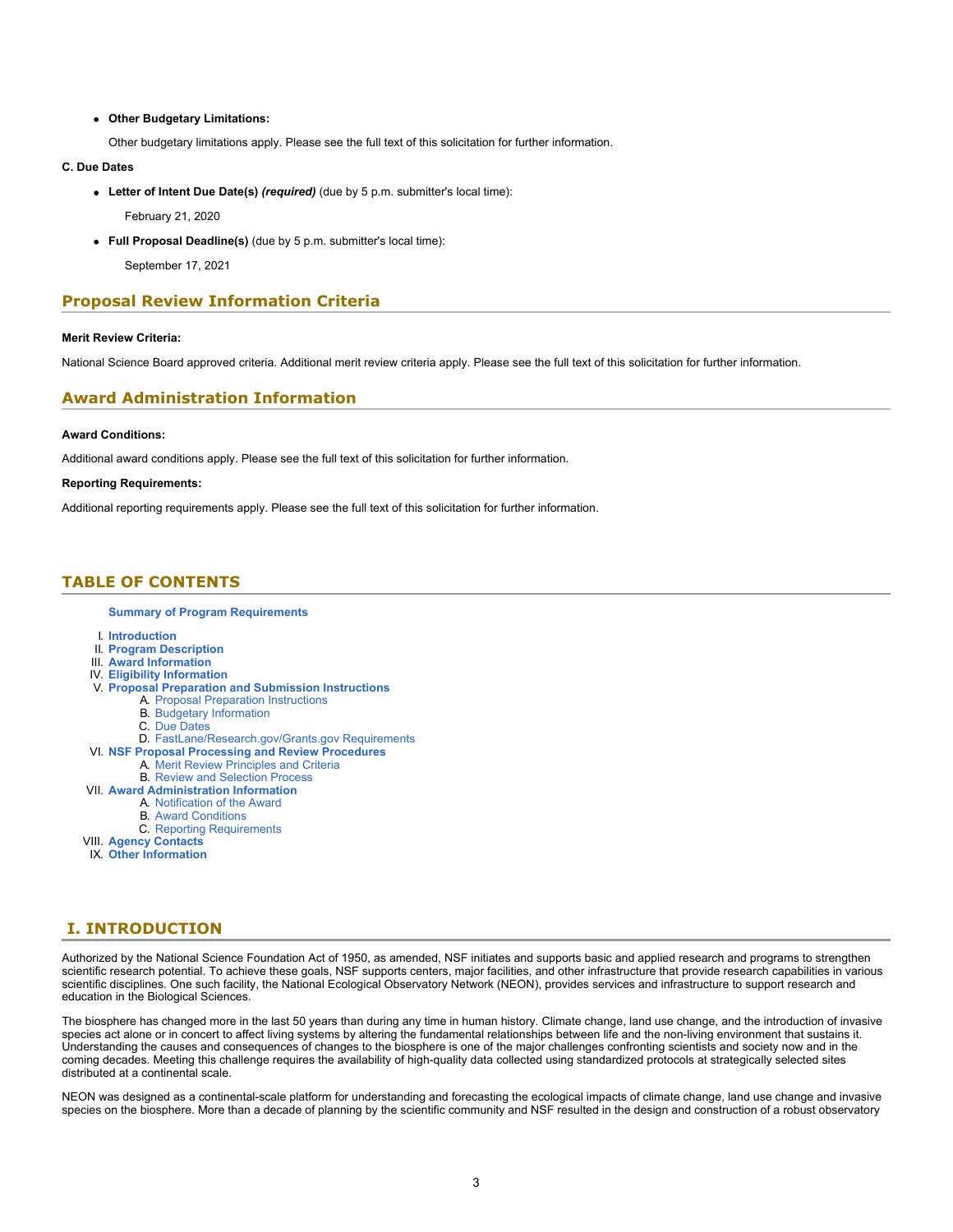- **Other Budgetary Limitations:**

  Other budgetary limitations apply. Please see the full text of this solicitation for further information.

**C. Due Dates**

- **Letter of Intent Due Date(s)** ***(required)*** (due by 5 p.m. submitter's local time):

  February 21, 2020

- **Full Proposal Deadline(s)** (due by 5 p.m. submitter's local time):

  September 17, 2021

## Proposal Review Information Criteria

**Merit Review Criteria:**

National Science Board approved criteria. Additional merit review criteria apply. Please see the full text of this solicitation for further information.

## Award Administration Information

**Award Conditions:**

Additional award conditions apply. Please see the full text of this solicitation for further information.

**Reporting Requirements:**

Additional reporting requirements apply. Please see the full text of this solicitation for further information.

## TABLE OF CONTENTS

**Summary of Program Requirements**

I. **Introduction**
II. **Program Description**
III. **Award Information**
IV. **Eligibility Information**
V. **Proposal Preparation and Submission Instructions**
   A. Proposal Preparation Instructions
   B. Budgetary Information
   C. Due Dates
   D. FastLane/Research.gov/Grants.gov Requirements
VI. **NSF Proposal Processing and Review Procedures**
   A. Merit Review Principles and Criteria
   B. Review and Selection Process
VII. **Award Administration Information**
   A. Notification of the Award
   B. Award Conditions
   C. Reporting Requirements
VIII. **Agency Contacts**
IX. **Other Information**

## I. INTRODUCTION

Authorized by the National Science Foundation Act of 1950, as amended, NSF initiates and supports basic and applied research and programs to strengthen scientific research potential. To achieve these goals, NSF supports centers, major facilities, and other infrastructure that provide research capabilities in various scientific disciplines. One such facility, the National Ecological Observatory Network (NEON), provides services and infrastructure to support research and education in the Biological Sciences.

The biosphere has changed more in the last 50 years than during any time in human history. Climate change, land use change, and the introduction of invasive species act alone or in concert to affect living systems by altering the fundamental relationships between life and the non-living environment that sustains it. Understanding the causes and consequences of changes to the biosphere is one of the major challenges confronting scientists and society now and in the coming decades. Meeting this challenge requires the availability of high-quality data collected using standardized protocols at strategically selected sites distributed at a continental scale.

NEON was designed as a continental-scale platform for understanding and forecasting the ecological impacts of climate change, land use change and invasive species on the biosphere. More than a decade of planning by the scientific community and NSF resulted in the design and construction of a robust observatory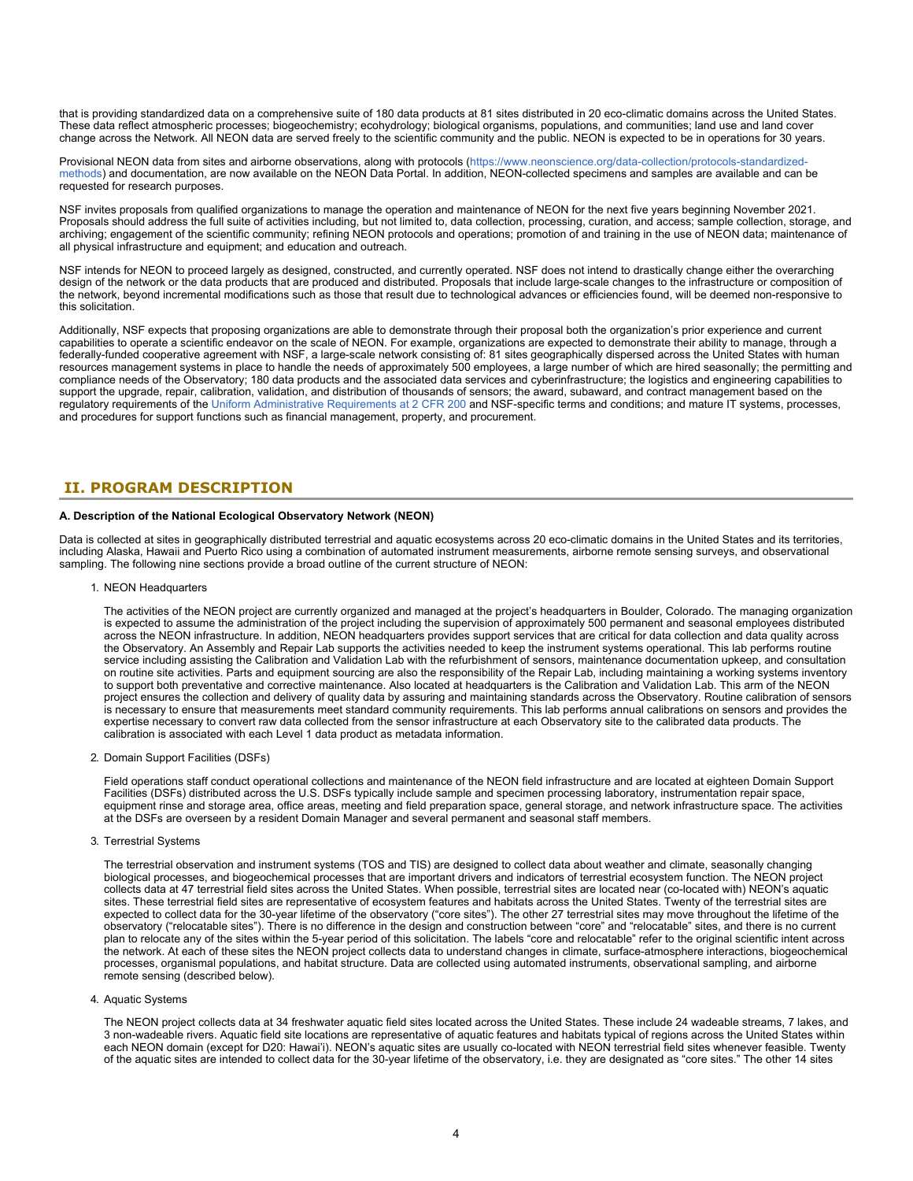that is providing standardized data on a comprehensive suite of 180 data products at 81 sites distributed in 20 eco-climatic domains across the United States. These data reflect atmospheric processes; biogeochemistry; ecohydrology; biological organisms, populations, and communities; land use and land cover change across the Network. All NEON data are served freely to the scientific community and the public. NEON is expected to be in operations for 30 years.

Provisional NEON data from sites and airborne observations, along with protocols (https://www.neonscience.org/data-collection/protocols-standardized-methods) and documentation, are now available on the NEON Data Portal. In addition, NEON-collected specimens and samples are available and can be requested for research purposes.

NSF invites proposals from qualified organizations to manage the operation and maintenance of NEON for the next five years beginning November 2021. Proposals should address the full suite of activities including, but not limited to, data collection, processing, curation, and access; sample collection, storage, and archiving; engagement of the scientific community; refining NEON protocols and operations; promotion of and training in the use of NEON data; maintenance of all physical infrastructure and equipment; and education and outreach.

NSF intends for NEON to proceed largely as designed, constructed, and currently operated. NSF does not intend to drastically change either the overarching design of the network or the data products that are produced and distributed. Proposals that include large-scale changes to the infrastructure or composition of the network, beyond incremental modifications such as those that result due to technological advances or efficiencies found, will be deemed non-responsive to this solicitation.

Additionally, NSF expects that proposing organizations are able to demonstrate through their proposal both the organization's prior experience and current capabilities to operate a scientific endeavor on the scale of NEON. For example, organizations are expected to demonstrate their ability to manage, through a federally-funded cooperative agreement with NSF, a large-scale network consisting of: 81 sites geographically dispersed across the United States with human resources management systems in place to handle the needs of approximately 500 employees, a large number of which are hired seasonally; the permitting and compliance needs of the Observatory; 180 data products and the associated data services and cyberinfrastructure; the logistics and engineering capabilities to support the upgrade, repair, calibration, validation, and distribution of thousands of sensors; the award, subaward, and contract management based on the regulatory requirements of the Uniform Administrative Requirements at 2 CFR 200 and NSF-specific terms and conditions; and mature IT systems, processes, and procedures for support functions such as financial management, property, and procurement.

## II. PROGRAM DESCRIPTION

**A. Description of the National Ecological Observatory Network (NEON)**

Data is collected at sites in geographically distributed terrestrial and aquatic ecosystems across 20 eco-climatic domains in the United States and its territories, including Alaska, Hawaii and Puerto Rico using a combination of automated instrument measurements, airborne remote sensing surveys, and observational sampling. The following nine sections provide a broad outline of the current structure of NEON:

1. NEON Headquarters

   The activities of the NEON project are currently organized and managed at the project's headquarters in Boulder, Colorado. The managing organization is expected to assume the administration of the project including the supervision of approximately 500 permanent and seasonal employees distributed across the NEON infrastructure. In addition, NEON headquarters provides support services that are critical for data collection and data quality across the Observatory. An Assembly and Repair Lab supports the activities needed to keep the instrument systems operational. This lab performs routine service including assisting the Calibration and Validation Lab with the refurbishment of sensors, maintenance documentation upkeep, and consultation on routine site activities. Parts and equipment sourcing are also the responsibility of the Repair Lab, including maintaining a working systems inventory to support both preventative and corrective maintenance. Also located at headquarters is the Calibration and Validation Lab. This arm of the NEON project ensures the collection and delivery of quality data by assuring and maintaining standards across the Observatory. Routine calibration of sensors is necessary to ensure that measurements meet standard community requirements. This lab performs annual calibrations on sensors and provides the expertise necessary to convert raw data collected from the sensor infrastructure at each Observatory site to the calibrated data products. The calibration is associated with each Level 1 data product as metadata information.

2. Domain Support Facilities (DSFs)

   Field operations staff conduct operational collections and maintenance of the NEON field infrastructure and are located at eighteen Domain Support Facilities (DSFs) distributed across the U.S. DSFs typically include sample and specimen processing laboratory, instrumentation repair space, equipment rinse and storage area, office areas, meeting and field preparation space, general storage, and network infrastructure space. The activities at the DSFs are overseen by a resident Domain Manager and several permanent and seasonal staff members.

3. Terrestrial Systems

   The terrestrial observation and instrument systems (TOS and TIS) are designed to collect data about weather and climate, seasonally changing biological processes, and biogeochemical processes that are important drivers and indicators of terrestrial ecosystem function. The NEON project collects data at 47 terrestrial field sites across the United States. When possible, terrestrial sites are located near (co-located with) NEON's aquatic sites. These terrestrial field sites are representative of ecosystem features and habitats across the United States. Twenty of the terrestrial sites are expected to collect data for the 30-year lifetime of the observatory ("core sites"). The other 27 terrestrial sites may move throughout the lifetime of the observatory ("relocatable sites"). There is no difference in the design and construction between "core" and "relocatable" sites, and there is no current plan to relocate any of the sites within the 5-year period of this solicitation. The labels "core and relocatable" refer to the original scientific intent across the network. At each of these sites the NEON project collects data to understand changes in climate, surface-atmosphere interactions, biogeochemical processes, organismal populations, and habitat structure. Data are collected using automated instruments, observational sampling, and airborne remote sensing (described below).

4. Aquatic Systems

   The NEON project collects data at 34 freshwater aquatic field sites located across the United States. These include 24 wadeable streams, 7 lakes, and 3 non-wadeable rivers. Aquatic field site locations are representative of aquatic features and habitats typical of regions across the United States within each NEON domain (except for D20: Hawai'i). NEON's aquatic sites are usually co-located with NEON terrestrial field sites whenever feasible. Twenty of the aquatic sites are intended to collect data for the 30-year lifetime of the observatory, i.e. they are designated as "core sites." The other 14 sites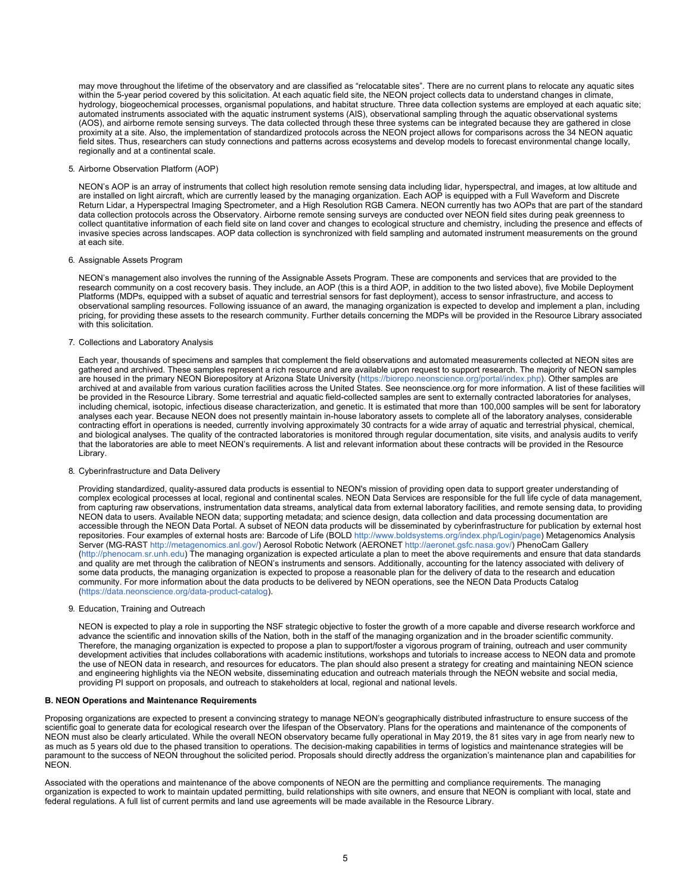may move throughout the lifetime of the observatory and are classified as "relocatable sites". There are no current plans to relocate any aquatic sites within the 5-year period covered by this solicitation. At each aquatic field site, the NEON project collects data to understand changes in climate, hydrology, biogeochemical processes, organismal populations, and habitat structure. Three data collection systems are employed at each aquatic site; automated instruments associated with the aquatic instrument systems (AIS), observational sampling through the aquatic observational systems (AOS), and airborne remote sensing surveys. The data collected through these three systems can be integrated because they are gathered in close proximity at a site. Also, the implementation of standardized protocols across the NEON project allows for comparisons across the 34 NEON aquatic field sites. Thus, researchers can study connections and patterns across ecosystems and develop models to forecast environmental change locally, regionally and at a continental scale.

5. Airborne Observation Platform (AOP)

   NEON's AOP is an array of instruments that collect high resolution remote sensing data including lidar, hyperspectral, and images, at low altitude and are installed on light aircraft, which are currently leased by the managing organization. Each AOP is equipped with a Full Waveform and Discrete Return Lidar, a Hyperspectral Imaging Spectrometer, and a High Resolution RGB Camera. NEON currently has two AOPs that are part of the standard data collection protocols across the Observatory. Airborne remote sensing surveys are conducted over NEON field sites during peak greenness to collect quantitative information of each field site on land cover and changes to ecological structure and chemistry, including the presence and effects of invasive species across landscapes. AOP data collection is synchronized with field sampling and automated instrument measurements on the ground at each site.

6. Assignable Assets Program

   NEON's management also involves the running of the Assignable Assets Program. These are components and services that are provided to the research community on a cost recovery basis. They include, an AOP (this is a third AOP, in addition to the two listed above), five Mobile Deployment Platforms (MDPs, equipped with a subset of aquatic and terrestrial sensors for fast deployment), access to sensor infrastructure, and access to observational sampling resources. Following issuance of an award, the managing organization is expected to develop and implement a plan, including pricing, for providing these assets to the research community. Further details concerning the MDPs will be provided in the Resource Library associated with this solicitation.

7. Collections and Laboratory Analysis

   Each year, thousands of specimens and samples that complement the field observations and automated measurements collected at NEON sites are gathered and archived. These samples represent a rich resource and are available upon request to support research. The majority of NEON samples are housed in the primary NEON Biorepository at Arizona State University (https://biorepo.neonscience.org/portal/index.php). Other samples are archived at and available from various curation facilities across the United States. See neonscience.org for more information. A list of these facilities will be provided in the Resource Library. Some terrestrial and aquatic field-collected samples are sent to externally contracted laboratories for analyses, including chemical, isotopic, infectious disease characterization, and genetic. It is estimated that more than 100,000 samples will be sent for laboratory analyses each year. Because NEON does not presently maintain in-house laboratory assets to complete all of the laboratory analyses, considerable contracting effort in operations is needed, currently involving approximately 30 contracts for a wide array of aquatic and terrestrial physical, chemical, and biological analyses. The quality of the contracted laboratories is monitored through regular documentation, site visits, and analysis audits to verify that the laboratories are able to meet NEON's requirements. A list and relevant information about these contracts will be provided in the Resource Library.

8. Cyberinfrastructure and Data Delivery

   Providing standardized, quality-assured data products is essential to NEON's mission of providing open data to support greater understanding of complex ecological processes at local, regional and continental scales. NEON Data Services are responsible for the full life cycle of data management, from capturing raw observations, instrumentation data streams, analytical data from external laboratory facilities, and remote sensing data, to providing NEON data to users. Available NEON data; supporting metadata; and science design, data collection and data processing documentation are accessible through the NEON Data Portal. A subset of NEON data products will be disseminated by cyberinfrastructure for publication by external host repositories. Four examples of external hosts are: Barcode of Life (BOLD http://www.boldsystems.org/index.php/Login/page) Metagenomics Analysis Server (MG-RAST http://metagenomics.anl.gov/) Aerosol Robotic Network (AERONET http://aeronet.gsfc.nasa.gov/) PhenoCam Gallery (http://phenocam.sr.unh.edu) The managing organization is expected articulate a plan to meet the above requirements and ensure that data standards and quality are met through the calibration of NEON's instruments and sensors. Additionally, accounting for the latency associated with delivery of some data products, the managing organization is expected to propose a reasonable plan for the delivery of data to the research and education community. For more information about the data products to be delivered by NEON operations, see the NEON Data Products Catalog (https://data.neonscience.org/data-product-catalog).

9. Education, Training and Outreach

   NEON is expected to play a role in supporting the NSF strategic objective to foster the growth of a more capable and diverse research workforce and advance the scientific and innovation skills of the Nation, both in the staff of the managing organization and in the broader scientific community. Therefore, the managing organization is expected to propose a plan to support/foster a vigorous program of training, outreach and user community development activities that includes collaborations with academic institutions, workshops and tutorials to increase access to NEON data and promote the use of NEON data in research, and resources for educators. The plan should also present a strategy for creating and maintaining NEON science and engineering highlights via the NEON website, disseminating education and outreach materials through the NEON website and social media, providing PI support on proposals, and outreach to stakeholders at local, regional and national levels.

**B. NEON Operations and Maintenance Requirements**

Proposing organizations are expected to present a convincing strategy to manage NEON's geographically distributed infrastructure to ensure success of the scientific goal to generate data for ecological research over the lifespan of the Observatory. Plans for the operations and maintenance of the components of NEON must also be clearly articulated. While the overall NEON observatory became fully operational in May 2019, the 81 sites vary in age from nearly new to as much as 5 years old due to the phased transition to operations. The decision-making capabilities in terms of logistics and maintenance strategies will be paramount to the success of NEON throughout the solicited period. Proposals should directly address the organization's maintenance plan and capabilities for NEON.

Associated with the operations and maintenance of the above components of NEON are the permitting and compliance requirements. The managing organization is expected to work to maintain updated permitting, build relationships with site owners, and ensure that NEON is compliant with local, state and federal regulations. A full list of current permits and land use agreements will be made available in the Resource Library.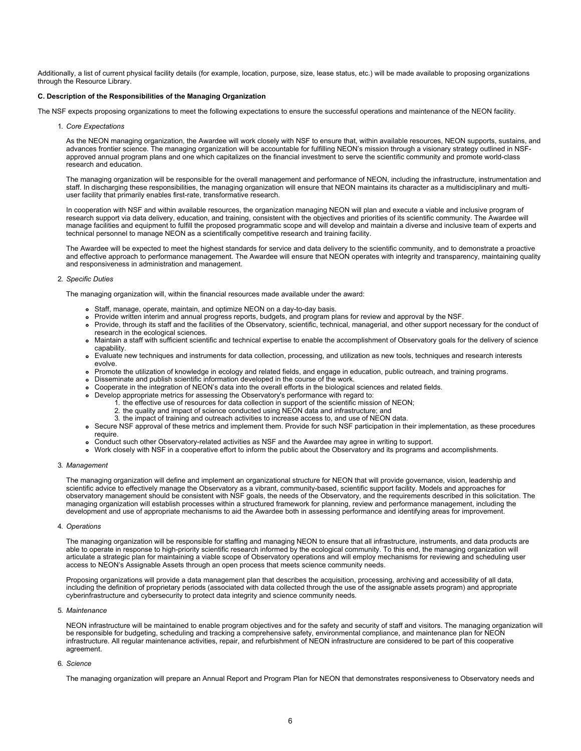Additionally, a list of current physical facility details (for example, location, purpose, size, lease status, etc.) will be made available to proposing organizations through the Resource Library.

**C. Description of the Responsibilities of the Managing Organization**

The NSF expects proposing organizations to meet the following expectations to ensure the successful operations and maintenance of the NEON facility.

1. *Core Expectations*

   As the NEON managing organization, the Awardee will work closely with NSF to ensure that, within available resources, NEON supports, sustains, and advances frontier science. The managing organization will be accountable for fulfilling NEON's mission through a visionary strategy outlined in NSF-approved annual program plans and one which capitalizes on the financial investment to serve the scientific community and promote world-class research and education.

   The managing organization will be responsible for the overall management and performance of NEON, including the infrastructure, instrumentation and staff. In discharging these responsibilities, the managing organization will ensure that NEON maintains its character as a multidisciplinary and multi-user facility that primarily enables first-rate, transformative research.

   In cooperation with NSF and within available resources, the organization managing NEON will plan and execute a viable and inclusive program of research support via data delivery, education, and training, consistent with the objectives and priorities of its scientific community. The Awardee will manage facilities and equipment to fulfill the proposed programmatic scope and will develop and maintain a diverse and inclusive team of experts and technical personnel to manage NEON as a scientifically competitive research and training facility.

   The Awardee will be expected to meet the highest standards for service and data delivery to the scientific community, and to demonstrate a proactive and effective approach to performance management. The Awardee will ensure that NEON operates with integrity and transparency, maintaining quality and responsiveness in administration and management.

2. *Specific Duties*

   The managing organization will, within the financial resources made available under the award:

   - Staff, manage, operate, maintain, and optimize NEON on a day-to-day basis.
   - Provide written interim and annual progress reports, budgets, and program plans for review and approval by the NSF.
   - Provide, through its staff and the facilities of the Observatory, scientific, technical, managerial, and other support necessary for the conduct of research in the ecological sciences.
   - Maintain a staff with sufficient scientific and technical expertise to enable the accomplishment of Observatory goals for the delivery of science capability.
   - Evaluate new techniques and instruments for data collection, processing, and utilization as new tools, techniques and research interests evolve.
   - Promote the utilization of knowledge in ecology and related fields, and engage in education, public outreach, and training programs.
   - Disseminate and publish scientific information developed in the course of the work.
   - Cooperate in the integration of NEON's data into the overall efforts in the biological sciences and related fields.
   - Develop appropriate metrics for assessing the Observatory's performance with regard to:
     1. the effective use of resources for data collection in support of the scientific mission of NEON;
     2. the quality and impact of science conducted using NEON data and infrastructure; and
     3. the impact of training and outreach activities to increase access to, and use of NEON data.
   - Secure NSF approval of these metrics and implement them. Provide for such NSF participation in their implementation, as these procedures require.
   - Conduct such other Observatory-related activities as NSF and the Awardee may agree in writing to support.
   - Work closely with NSF in a cooperative effort to inform the public about the Observatory and its programs and accomplishments.

3. *Management*

   The managing organization will define and implement an organizational structure for NEON that will provide governance, vision, leadership and scientific advice to effectively manage the Observatory as a vibrant, community-based, scientific support facility. Models and approaches for observatory management should be consistent with NSF goals, the needs of the Observatory, and the requirements described in this solicitation. The managing organization will establish processes within a structured framework for planning, review and performance management, including the development and use of appropriate mechanisms to aid the Awardee both in assessing performance and identifying areas for improvement.

4. *Operations*

   The managing organization will be responsible for staffing and managing NEON to ensure that all infrastructure, instruments, and data products are able to operate in response to high-priority scientific research informed by the ecological community. To this end, the managing organization will articulate a strategic plan for maintaining a viable scope of Observatory operations and will employ mechanisms for reviewing and scheduling user access to NEON's Assignable Assets through an open process that meets science community needs.

   Proposing organizations will provide a data management plan that describes the acquisition, processing, archiving and accessibility of all data, including the definition of proprietary periods (associated with data collected through the use of the assignable assets program) and appropriate cyberinfrastructure and cybersecurity to protect data integrity and science community needs.

5. *Maintenance*

   NEON infrastructure will be maintained to enable program objectives and for the safety and security of staff and visitors. The managing organization will be responsible for budgeting, scheduling and tracking a comprehensive safety, environmental compliance, and maintenance plan for NEON infrastructure. All regular maintenance activities, repair, and refurbishment of NEON infrastructure are considered to be part of this cooperative agreement.

6. *Science*

   The managing organization will prepare an Annual Report and Program Plan for NEON that demonstrates responsiveness to Observatory needs and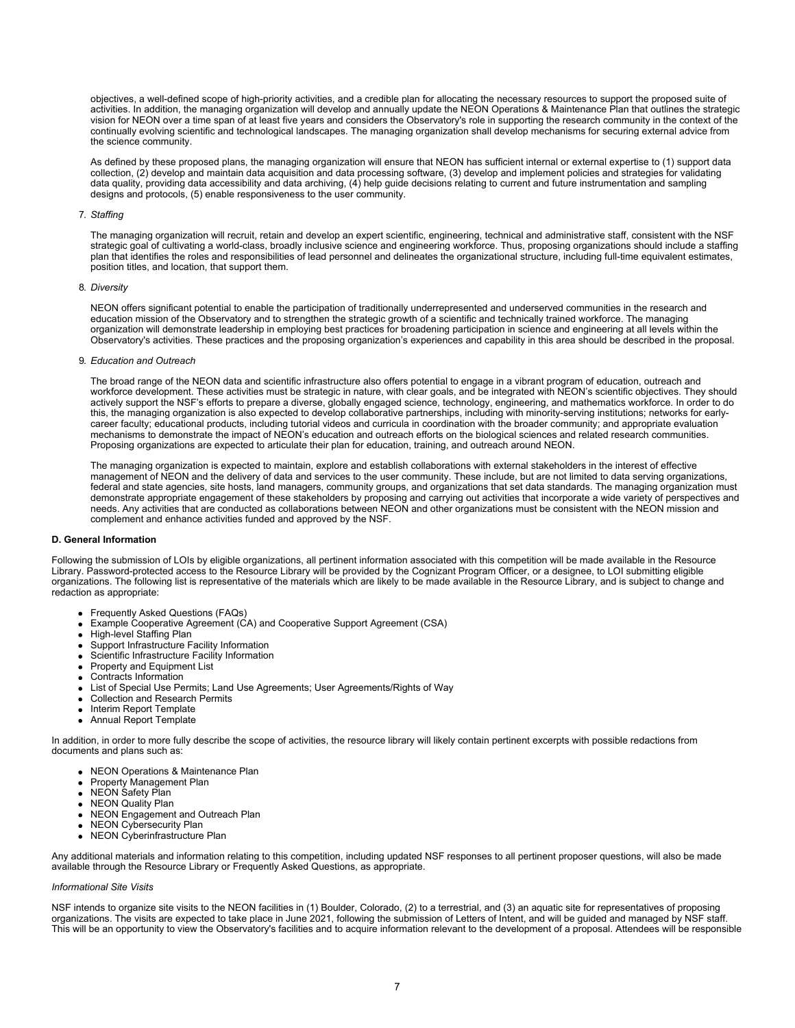objectives, a well-defined scope of high-priority activities, and a credible plan for allocating the necessary resources to support the proposed suite of activities. In addition, the managing organization will develop and annually update the NEON Operations & Maintenance Plan that outlines the strategic vision for NEON over a time span of at least five years and considers the Observatory's role in supporting the research community in the context of the continually evolving scientific and technological landscapes. The managing organization shall develop mechanisms for securing external advice from the science community.

As defined by these proposed plans, the managing organization will ensure that NEON has sufficient internal or external expertise to (1) support data collection, (2) develop and maintain data acquisition and data processing software, (3) develop and implement policies and strategies for validating data quality, providing data accessibility and data archiving, (4) help guide decisions relating to current and future instrumentation and sampling designs and protocols, (5) enable responsiveness to the user community.

7. *Staffing*

The managing organization will recruit, retain and develop an expert scientific, engineering, technical and administrative staff, consistent with the NSF strategic goal of cultivating a world-class, broadly inclusive science and engineering workforce. Thus, proposing organizations should include a staffing plan that identifies the roles and responsibilities of lead personnel and delineates the organizational structure, including full-time equivalent estimates, position titles, and location, that support them.

8. *Diversity*

NEON offers significant potential to enable the participation of traditionally underrepresented and underserved communities in the research and education mission of the Observatory and to strengthen the strategic growth of a scientific and technically trained workforce. The managing organization will demonstrate leadership in employing best practices for broadening participation in science and engineering at all levels within the Observatory's activities. These practices and the proposing organization's experiences and capability in this area should be described in the proposal.

9. *Education and Outreach*

The broad range of the NEON data and scientific infrastructure also offers potential to engage in a vibrant program of education, outreach and workforce development. These activities must be strategic in nature, with clear goals, and be integrated with NEON's scientific objectives. They should actively support the NSF's efforts to prepare a diverse, globally engaged science, technology, engineering, and mathematics workforce. In order to do this, the managing organization is also expected to develop collaborative partnerships, including with minority-serving institutions; networks for early-career faculty; educational products, including tutorial videos and curricula in coordination with the broader community; and appropriate evaluation mechanisms to demonstrate the impact of NEON's education and outreach efforts on the biological sciences and related research communities. Proposing organizations are expected to articulate their plan for education, training, and outreach around NEON.

The managing organization is expected to maintain, explore and establish collaborations with external stakeholders in the interest of effective management of NEON and the delivery of data and services to the user community. These include, but are not limited to data serving organizations, federal and state agencies, site hosts, land managers, community groups, and organizations that set data standards. The managing organization must demonstrate appropriate engagement of these stakeholders by proposing and carrying out activities that incorporate a wide variety of perspectives and needs. Any activities that are conducted as collaborations between NEON and other organizations must be consistent with the NEON mission and complement and enhance activities funded and approved by the NSF.

**D. General Information**

Following the submission of LOIs by eligible organizations, all pertinent information associated with this competition will be made available in the Resource Library. Password-protected access to the Resource Library will be provided by the Cognizant Program Officer, or a designee, to LOI submitting eligible organizations. The following list is representative of the materials which are likely to be made available in the Resource Library, and is subject to change and redaction as appropriate:

- Frequently Asked Questions (FAQs)
- Example Cooperative Agreement (CA) and Cooperative Support Agreement (CSA)
- High-level Staffing Plan
- Support Infrastructure Facility Information
- Scientific Infrastructure Facility Information
- Property and Equipment List
- Contracts Information
- List of Special Use Permits; Land Use Agreements; User Agreements/Rights of Way
- Collection and Research Permits
- Interim Report Template
- Annual Report Template

In addition, in order to more fully describe the scope of activities, the resource library will likely contain pertinent excerpts with possible redactions from documents and plans such as:

- NEON Operations & Maintenance Plan
- Property Management Plan
- NEON Safety Plan
- NEON Quality Plan
- NEON Engagement and Outreach Plan
- NEON Cybersecurity Plan
- NEON Cyberinfrastructure Plan

Any additional materials and information relating to this competition, including updated NSF responses to all pertinent proposer questions, will also be made available through the Resource Library or Frequently Asked Questions, as appropriate.

*Informational Site Visits*

NSF intends to organize site visits to the NEON facilities in (1) Boulder, Colorado, (2) to a terrestrial, and (3) an aquatic site for representatives of proposing organizations. The visits are expected to take place in June 2021, following the submission of Letters of Intent, and will be guided and managed by NSF staff. This will be an opportunity to view the Observatory's facilities and to acquire information relevant to the development of a proposal. Attendees will be responsible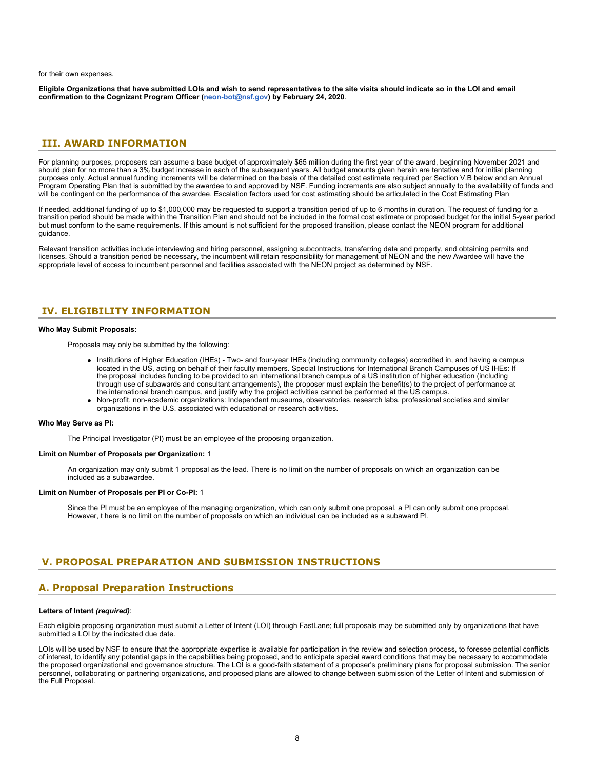for their own expenses.

**Eligible Organizations that have submitted LOIs and wish to send representatives to the site visits should indicate so in the LOI and email confirmation to the Cognizant Program Officer (neon-bot@nsf.gov) by February 24, 2020**.

## III. AWARD INFORMATION

For planning purposes, proposers can assume a base budget of approximately $65 million during the first year of the award, beginning November 2021 and should plan for no more than a 3% budget increase in each of the subsequent years. All budget amounts given herein are tentative and for initial planning purposes only. Actual annual funding increments will be determined on the basis of the detailed cost estimate required per Section V.B below and an Annual Program Operating Plan that is submitted by the awardee to and approved by NSF. Funding increments are also subject annually to the availability of funds and will be contingent on the performance of the awardee. Escalation factors used for cost estimating should be articulated in the Cost Estimating Plan

If needed, additional funding of up to $1,000,000 may be requested to support a transition period of up to 6 months in duration. The request of funding for a transition period should be made within the Transition Plan and should not be included in the formal cost estimate or proposed budget for the initial 5-year period but must conform to the same requirements. If this amount is not sufficient for the proposed transition, please contact the NEON program for additional guidance.

Relevant transition activities include interviewing and hiring personnel, assigning subcontracts, transferring data and property, and obtaining permits and licenses. Should a transition period be necessary, the incumbent will retain responsibility for management of NEON and the new Awardee will have the appropriate level of access to incumbent personnel and facilities associated with the NEON project as determined by NSF.

## IV. ELIGIBILITY INFORMATION

**Who May Submit Proposals:**

Proposals may only be submitted by the following:

- Institutions of Higher Education (IHEs) - Two- and four-year IHEs (including community colleges) accredited in, and having a campus located in the US, acting on behalf of their faculty members. Special Instructions for International Branch Campuses of US IHEs: If the proposal includes funding to be provided to an international branch campus of a US institution of higher education (including through use of subawards and consultant arrangements), the proposer must explain the benefit(s) to the project of performance at the international branch campus, and justify why the project activities cannot be performed at the US campus.
- Non-profit, non-academic organizations: Independent museums, observatories, research labs, professional societies and similar organizations in the U.S. associated with educational or research activities.

**Who May Serve as PI:**

The Principal Investigator (PI) must be an employee of the proposing organization.

**Limit on Number of Proposals per Organization:** 1

An organization may only submit 1 proposal as the lead. There is no limit on the number of proposals on which an organization can be included as a subawardee.

**Limit on Number of Proposals per PI or Co-PI:** 1

Since the PI must be an employee of the managing organization, which can only submit one proposal, a PI can only submit one proposal. However, t here is no limit on the number of proposals on which an individual can be included as a subaward PI.

## V. PROPOSAL PREPARATION AND SUBMISSION INSTRUCTIONS

### A. Proposal Preparation Instructions

**Letters of Intent** ***(required)***:

Each eligible proposing organization must submit a Letter of Intent (LOI) through FastLane; full proposals may be submitted only by organizations that have submitted a LOI by the indicated due date.

LOIs will be used by NSF to ensure that the appropriate expertise is available for participation in the review and selection process, to foresee potential conflicts of interest, to identify any potential gaps in the capabilities being proposed, and to anticipate special award conditions that may be necessary to accommodate the proposed organizational and governance structure. The LOI is a good-faith statement of a proposer's preliminary plans for proposal submission. The senior personnel, collaborating or partnering organizations, and proposed plans are allowed to change between submission of the Letter of Intent and submission of the Full Proposal.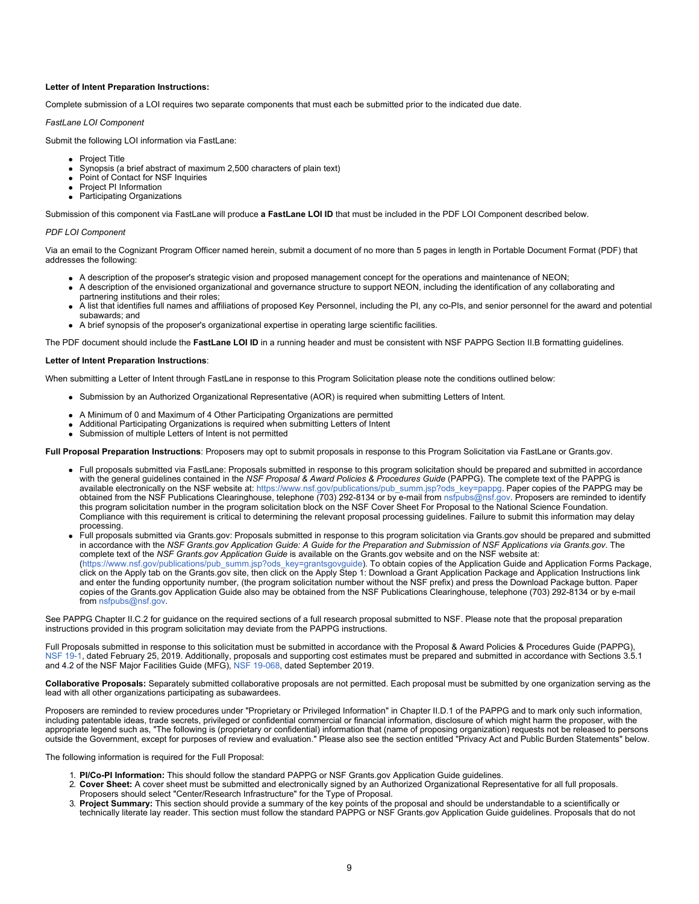**Letter of Intent Preparation Instructions:**

Complete submission of a LOI requires two separate components that must each be submitted prior to the indicated due date.

*FastLane LOI Component*

Submit the following LOI information via FastLane:

- Project Title
- Synopsis (a brief abstract of maximum 2,500 characters of plain text)
- Point of Contact for NSF Inquiries
- Project PI Information
- Participating Organizations

Submission of this component via FastLane will produce **a FastLane LOI ID** that must be included in the PDF LOI Component described below.

*PDF LOI Component*

Via an email to the Cognizant Program Officer named herein, submit a document of no more than 5 pages in length in Portable Document Format (PDF) that addresses the following:

- A description of the proposer's strategic vision and proposed management concept for the operations and maintenance of NEON;
- A description of the envisioned organizational and governance structure to support NEON, including the identification of any collaborating and partnering institutions and their roles;
- A list that identifies full names and affiliations of proposed Key Personnel, including the PI, any co-PIs, and senior personnel for the award and potential subawards; and
- A brief synopsis of the proposer's organizational expertise in operating large scientific facilities.

The PDF document should include the **FastLane LOI ID** in a running header and must be consistent with NSF PAPPG Section II.B formatting guidelines.

**Letter of Intent Preparation Instructions**:

When submitting a Letter of Intent through FastLane in response to this Program Solicitation please note the conditions outlined below:

- Submission by an Authorized Organizational Representative (AOR) is required when submitting Letters of Intent.
- A Minimum of 0 and Maximum of 4 Other Participating Organizations are permitted
- Additional Participating Organizations is required when submitting Letters of Intent
- Submission of multiple Letters of Intent is not permitted

**Full Proposal Preparation Instructions**: Proposers may opt to submit proposals in response to this Program Solicitation via FastLane or Grants.gov.

- Full proposals submitted via FastLane: Proposals submitted in response to this program solicitation should be prepared and submitted in accordance with the general guidelines contained in the *NSF Proposal & Award Policies & Procedures Guide* (PAPPG). The complete text of the PAPPG is available electronically on the NSF website at: https://www.nsf.gov/publications/pub_summ.jsp?ods_key=pappg. Paper copies of the PAPPG may be obtained from the NSF Publications Clearinghouse, telephone (703) 292-8134 or by e-mail from nsfpubs@nsf.gov. Proposers are reminded to identify this program solicitation number in the program solicitation block on the NSF Cover Sheet For Proposal to the National Science Foundation. Compliance with this requirement is critical to determining the relevant proposal processing guidelines. Failure to submit this information may delay processing.
- Full proposals submitted via Grants.gov: Proposals submitted in response to this program solicitation via Grants.gov should be prepared and submitted in accordance with the *NSF Grants.gov Application Guide: A Guide for the Preparation and Submission of NSF Applications via Grants.gov*. The complete text of the *NSF Grants.gov Application Guide* is available on the Grants.gov website and on the NSF website at: (https://www.nsf.gov/publications/pub_summ.jsp?ods_key=grantsgovguide). To obtain copies of the Application Guide and Application Forms Package, click on the Apply tab on the Grants.gov site, then click on the Apply Step 1: Download a Grant Application Package and Application Instructions link and enter the funding opportunity number, (the program solicitation number without the NSF prefix) and press the Download Package button. Paper copies of the Grants.gov Application Guide also may be obtained from the NSF Publications Clearinghouse, telephone (703) 292-8134 or by e-mail from nsfpubs@nsf.gov.

See PAPPG Chapter II.C.2 for guidance on the required sections of a full research proposal submitted to NSF. Please note that the proposal preparation instructions provided in this program solicitation may deviate from the PAPPG instructions.

Full Proposals submitted in response to this solicitation must be submitted in accordance with the Proposal & Award Policies & Procedures Guide (PAPPG), NSF 19-1, dated February 25, 2019. Additionally, proposals and supporting cost estimates must be prepared and submitted in accordance with Sections 3.5.1 and 4.2 of the NSF Major Facilities Guide (MFG), NSF 19-068, dated September 2019.

**Collaborative Proposals:** Separately submitted collaborative proposals are not permitted. Each proposal must be submitted by one organization serving as the lead with all other organizations participating as subawardees.

Proposers are reminded to review procedures under "Proprietary or Privileged Information" in Chapter II.D.1 of the PAPPG and to mark only such information, including patentable ideas, trade secrets, privileged or confidential commercial or financial information, disclosure of which might harm the proposer, with the appropriate legend such as, "The following is (proprietary or confidential) information that (name of proposing organization) requests not be released to persons outside the Government, except for purposes of review and evaluation." Please also see the section entitled "Privacy Act and Public Burden Statements" below.

The following information is required for the Full Proposal:

1. **PI/Co-PI Information:** This should follow the standard PAPPG or NSF Grants.gov Application Guide guidelines.
2. **Cover Sheet:** A cover sheet must be submitted and electronically signed by an Authorized Organizational Representative for all full proposals. Proposers should select "Center/Research Infrastructure" for the Type of Proposal.
3. **Project Summary:** This section should provide a summary of the key points of the proposal and should be understandable to a scientifically or technically literate lay reader. This section must follow the standard PAPPG or NSF Grants.gov Application Guide guidelines. Proposals that do not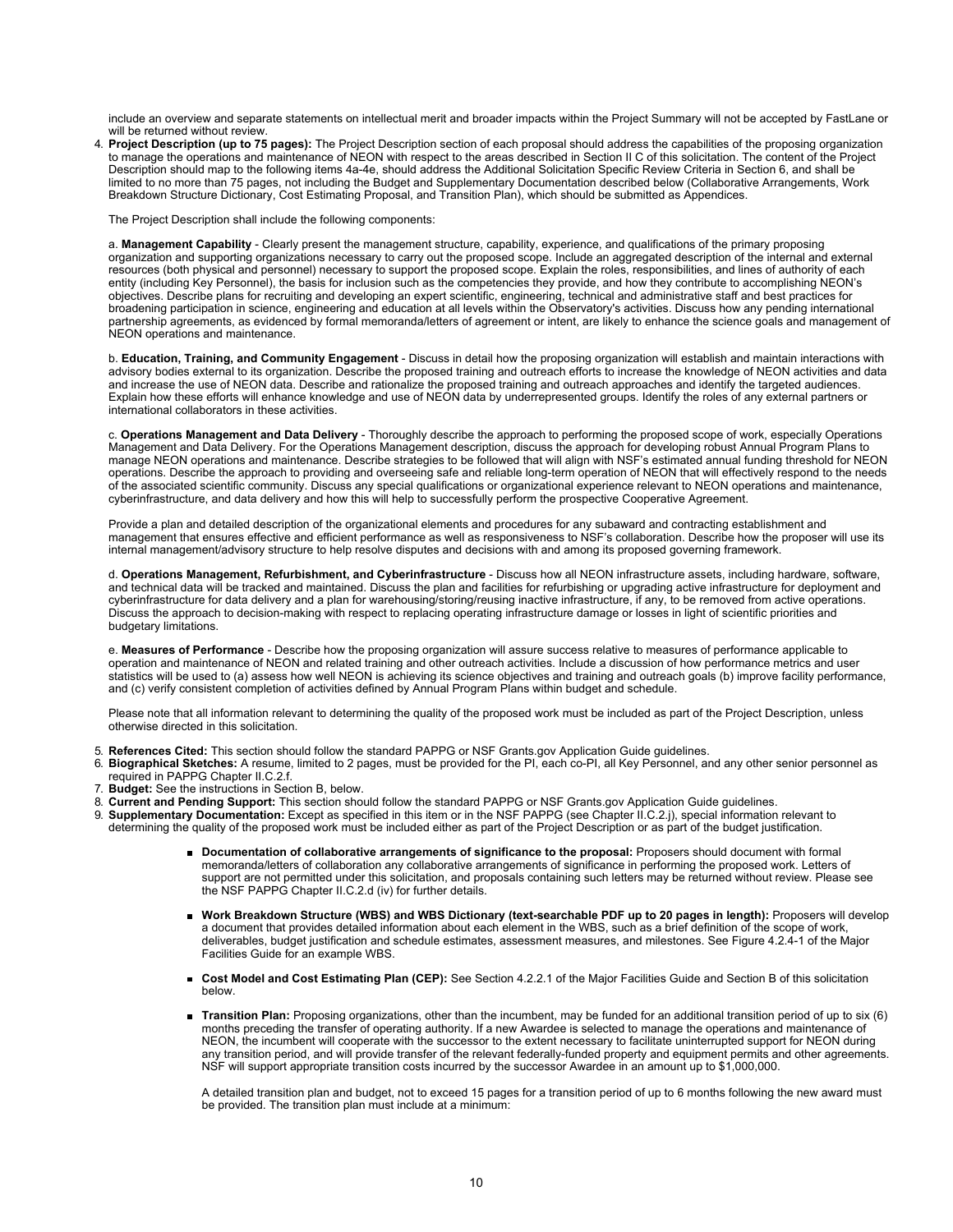include an overview and separate statements on intellectual merit and broader impacts within the Project Summary will not be accepted by FastLane or will be returned without review.

4. **Project Description (up to 75 pages):** The Project Description section of each proposal should address the capabilities of the proposing organization to manage the operations and maintenance of NEON with respect to the areas described in Section II C of this solicitation. The content of the Project Description should map to the following items 4a-4e, should address the Additional Solicitation Specific Review Criteria in Section 6, and shall be limited to no more than 75 pages, not including the Budget and Supplementary Documentation described below (Collaborative Arrangements, Work Breakdown Structure Dictionary, Cost Estimating Proposal, and Transition Plan), which should be submitted as Appendices.

   The Project Description shall include the following components:

   a. **Management Capability** - Clearly present the management structure, capability, experience, and qualifications of the primary proposing organization and supporting organizations necessary to carry out the proposed scope. Include an aggregated description of the internal and external resources (both physical and personnel) necessary to support the proposed scope. Explain the roles, responsibilities, and lines of authority of each entity (including Key Personnel), the basis for inclusion such as the competencies they provide, and how they contribute to accomplishing NEON's objectives. Describe plans for recruiting and developing an expert scientific, engineering, technical and administrative staff and best practices for broadening participation in science, engineering and education at all levels within the Observatory's activities. Discuss how any pending international partnership agreements, as evidenced by formal memoranda/letters of agreement or intent, are likely to enhance the science goals and management of NEON operations and maintenance.

   b. **Education, Training, and Community Engagement** - Discuss in detail how the proposing organization will establish and maintain interactions with advisory bodies external to its organization. Describe the proposed training and outreach efforts to increase the knowledge of NEON activities and data and increase the use of NEON data. Describe and rationalize the proposed training and outreach approaches and identify the targeted audiences. Explain how these efforts will enhance knowledge and use of NEON data by underrepresented groups. Identify the roles of any external partners or international collaborators in these activities.

   c. **Operations Management and Data Delivery** - Thoroughly describe the approach to performing the proposed scope of work, especially Operations Management and Data Delivery. For the Operations Management description, discuss the approach for developing robust Annual Program Plans to manage NEON operations and maintenance. Describe strategies to be followed that will align with NSF's estimated annual funding threshold for NEON operations. Describe the approach to providing and overseeing safe and reliable long-term operation of NEON that will effectively respond to the needs of the associated scientific community. Discuss any special qualifications or organizational experience relevant to NEON operations and maintenance, cyberinfrastructure, and data delivery and how this will help to successfully perform the prospective Cooperative Agreement.

   Provide a plan and detailed description of the organizational elements and procedures for any subaward and contracting establishment and management that ensures effective and efficient performance as well as responsiveness to NSF's collaboration. Describe how the proposer will use its internal management/advisory structure to help resolve disputes and decisions with and among its proposed governing framework.

   d. **Operations Management, Refurbishment, and Cyberinfrastructure** - Discuss how all NEON infrastructure assets, including hardware, software, and technical data will be tracked and maintained. Discuss the plan and facilities for refurbishing or upgrading active infrastructure for deployment and cyberinfrastructure for data delivery and a plan for warehousing/storing/reusing inactive infrastructure, if any, to be removed from active operations. Discuss the approach to decision-making with respect to replacing operating infrastructure damage or losses in light of scientific priorities and budgetary limitations.

   e. **Measures of Performance** - Describe how the proposing organization will assure success relative to measures of performance applicable to operation and maintenance of NEON and related training and other outreach activities. Include a discussion of how performance metrics and user statistics will be used to (a) assess how well NEON is achieving its science objectives and training and outreach goals (b) improve facility performance, and (c) verify consistent completion of activities defined by Annual Program Plans within budget and schedule.

   Please note that all information relevant to determining the quality of the proposed work must be included as part of the Project Description, unless otherwise directed in this solicitation.

5. **References Cited:** This section should follow the standard PAPPG or NSF Grants.gov Application Guide guidelines.
6. **Biographical Sketches:** A resume, limited to 2 pages, must be provided for the PI, each co-PI, all Key Personnel, and any other senior personnel as required in PAPPG Chapter II.C.2.f.
7. **Budget:** See the instructions in Section B, below.
8. **Current and Pending Support:** This section should follow the standard PAPPG or NSF Grants.gov Application Guide guidelines.
9. **Supplementary Documentation:** Except as specified in this item or in the NSF PAPPG (see Chapter II.C.2.j), special information relevant to determining the quality of the proposed work must be included either as part of the Project Description or as part of the budget justification.

   - **Documentation of collaborative arrangements of significance to the proposal:** Proposers should document with formal memoranda/letters of collaboration any collaborative arrangements of significance in performing the proposed work. Letters of support are not permitted under this solicitation, and proposals containing such letters may be returned without review. Please see the NSF PAPPG Chapter II.C.2.d (iv) for further details.

   - **Work Breakdown Structure (WBS) and WBS Dictionary (text-searchable PDF up to 20 pages in length):** Proposers will develop a document that provides detailed information about each element in the WBS, such as a brief definition of the scope of work, deliverables, budget justification and schedule estimates, assessment measures, and milestones. See Figure 4.2.4-1 of the Major Facilities Guide for an example WBS.

   - **Cost Model and Cost Estimating Plan (CEP):** See Section 4.2.2.1 of the Major Facilities Guide and Section B of this solicitation below.

   - **Transition Plan:** Proposing organizations, other than the incumbent, may be funded for an additional transition period of up to six (6) months preceding the transfer of operating authority. If a new Awardee is selected to manage the operations and maintenance of NEON, the incumbent will cooperate with the successor to the extent necessary to facilitate uninterrupted support for NEON during any transition period, and will provide transfer of the relevant federally-funded property and equipment permits and other agreements. NSF will support appropriate transition costs incurred by the successor Awardee in an amount up to $1,000,000.

     A detailed transition plan and budget, not to exceed 15 pages for a transition period of up to 6 months following the new award must be provided. The transition plan must include at a minimum: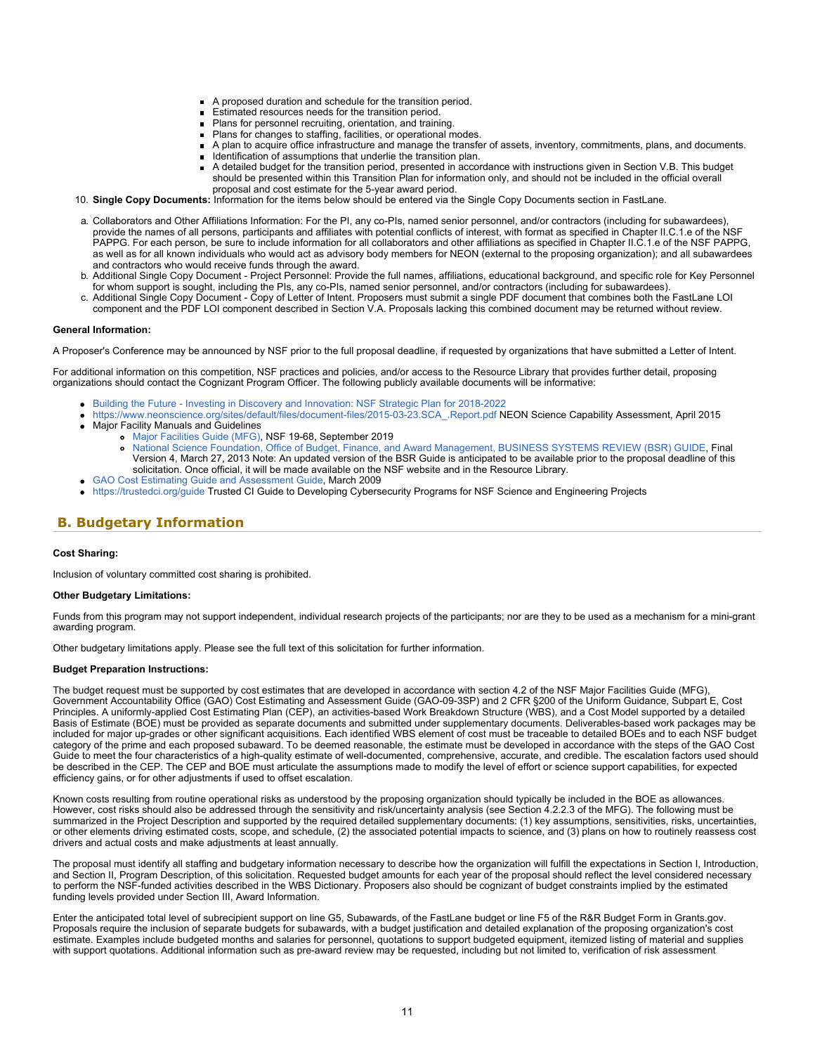- A proposed duration and schedule for the transition period.
- Estimated resources needs for the transition period.
- Plans for personnel recruiting, orientation, and training.
- Plans for changes to staffing, facilities, or operational modes.
- A plan to acquire office infrastructure and manage the transfer of assets, inventory, commitments, plans, and documents.
- Identification of assumptions that underlie the transition plan.
- A detailed budget for the transition period, presented in accordance with instructions given in Section V.B. This budget should be presented within this Transition Plan for information only, and should not be included in the official overall proposal and cost estimate for the 5-year award period.

10. **Single Copy Documents:** Information for the items below should be entered via the Single Copy Documents section in FastLane.

   a. Collaborators and Other Affiliations Information: For the PI, any co-PIs, named senior personnel, and/or contractors (including for subawardees), provide the names of all persons, participants and affiliates with potential conflicts of interest, with format as specified in Chapter II.C.1.e of the NSF PAPPG. For each person, be sure to include information for all collaborators and other affiliations as specified in Chapter II.C.1.e of the NSF PAPPG, as well as for all known individuals who would act as advisory body members for NEON (external to the proposing organization); and all subawardees and contractors who would receive funds through the award.
   b. Additional Single Copy Document - Project Personnel: Provide the full names, affiliations, educational background, and specific role for Key Personnel for whom support is sought, including the PIs, any co-PIs, named senior personnel, and/or contractors (including for subawardees).
   c. Additional Single Copy Document - Copy of Letter of Intent. Proposers must submit a single PDF document that combines both the FastLane LOI component and the PDF LOI component described in Section V.A. Proposals lacking this combined document may be returned without review.

**General Information:**

A Proposer's Conference may be announced by NSF prior to the full proposal deadline, if requested by organizations that have submitted a Letter of Intent.

For additional information on this competition, NSF practices and policies, and/or access to the Resource Library that provides further detail, proposing organizations should contact the Cognizant Program Officer. The following publicly available documents will be informative:

- Building the Future - Investing in Discovery and Innovation: NSF Strategic Plan for 2018-2022
- https://www.neonscience.org/sites/default/files/document-files/2015-03-23.SCA_.Report.pdf NEON Science Capability Assessment, April 2015
- Major Facility Manuals and Guidelines
  - Major Facilities Guide (MFG), NSF 19-68, September 2019
  - National Science Foundation, Office of Budget, Finance, and Award Management, BUSINESS SYSTEMS REVIEW (BSR) GUIDE, Final Version 4, March 27, 2013 Note: An updated version of the BSR Guide is anticipated to be available prior to the proposal deadline of this solicitation. Once official, it will be made available on the NSF website and in the Resource Library.
- GAO Cost Estimating Guide and Assessment Guide, March 2009
- https://trustedci.org/guide Trusted CI Guide to Developing Cybersecurity Programs for NSF Science and Engineering Projects

## B. Budgetary Information

**Cost Sharing:**

Inclusion of voluntary committed cost sharing is prohibited.

**Other Budgetary Limitations:**

Funds from this program may not support independent, individual research projects of the participants; nor are they to be used as a mechanism for a mini-grant awarding program.

Other budgetary limitations apply. Please see the full text of this solicitation for further information.

**Budget Preparation Instructions:**

The budget request must be supported by cost estimates that are developed in accordance with section 4.2 of the NSF Major Facilities Guide (MFG), Government Accountability Office (GAO) Cost Estimating and Assessment Guide (GAO-09-3SP) and 2 CFR §200 of the Uniform Guidance, Subpart E, Cost Principles. A uniformly-applied Cost Estimating Plan (CEP), an activities-based Work Breakdown Structure (WBS), and a Cost Model supported by a detailed Basis of Estimate (BOE) must be provided as separate documents and submitted under supplementary documents. Deliverables-based work packages may be included for major up-grades or other significant acquisitions. Each identified WBS element of cost must be traceable to detailed BOEs and to each NSF budget category of the prime and each proposed subaward. To be deemed reasonable, the estimate must be developed in accordance with the steps of the GAO Cost Guide to meet the four characteristics of a high-quality estimate of well-documented, comprehensive, accurate, and credible. The escalation factors used should be described in the CEP. The CEP and BOE must articulate the assumptions made to modify the level of effort or science support capabilities, for expected efficiency gains, or for other adjustments if used to offset escalation.

Known costs resulting from routine operational risks as understood by the proposing organization should typically be included in the BOE as allowances. However, cost risks should also be addressed through the sensitivity and risk/uncertainty analysis (see Section 4.2.2.3 of the MFG). The following must be summarized in the Project Description and supported by the required detailed supplementary documents: (1) key assumptions, sensitivities, risks, uncertainties, or other elements driving estimated costs, scope, and schedule, (2) the associated potential impacts to science, and (3) plans on how to routinely reassess cost drivers and actual costs and make adjustments at least annually.

The proposal must identify all staffing and budgetary information necessary to describe how the organization will fulfill the expectations in Section I, Introduction, and Section II, Program Description, of this solicitation. Requested budget amounts for each year of the proposal should reflect the level considered necessary to perform the NSF-funded activities described in the WBS Dictionary. Proposers also should be cognizant of budget constraints implied by the estimated funding levels provided under Section III, Award Information.

Enter the anticipated total level of subrecipient support on line G5, Subawards, of the FastLane budget or line F5 of the R&R Budget Form in Grants.gov. Proposals require the inclusion of separate budgets for subawards, with a budget justification and detailed explanation of the proposing organization's cost estimate. Examples include budgeted months and salaries for personnel, quotations to support budgeted equipment, itemized listing of material and supplies with support quotations. Additional information such as pre-award review may be requested, including but not limited to, verification of risk assessment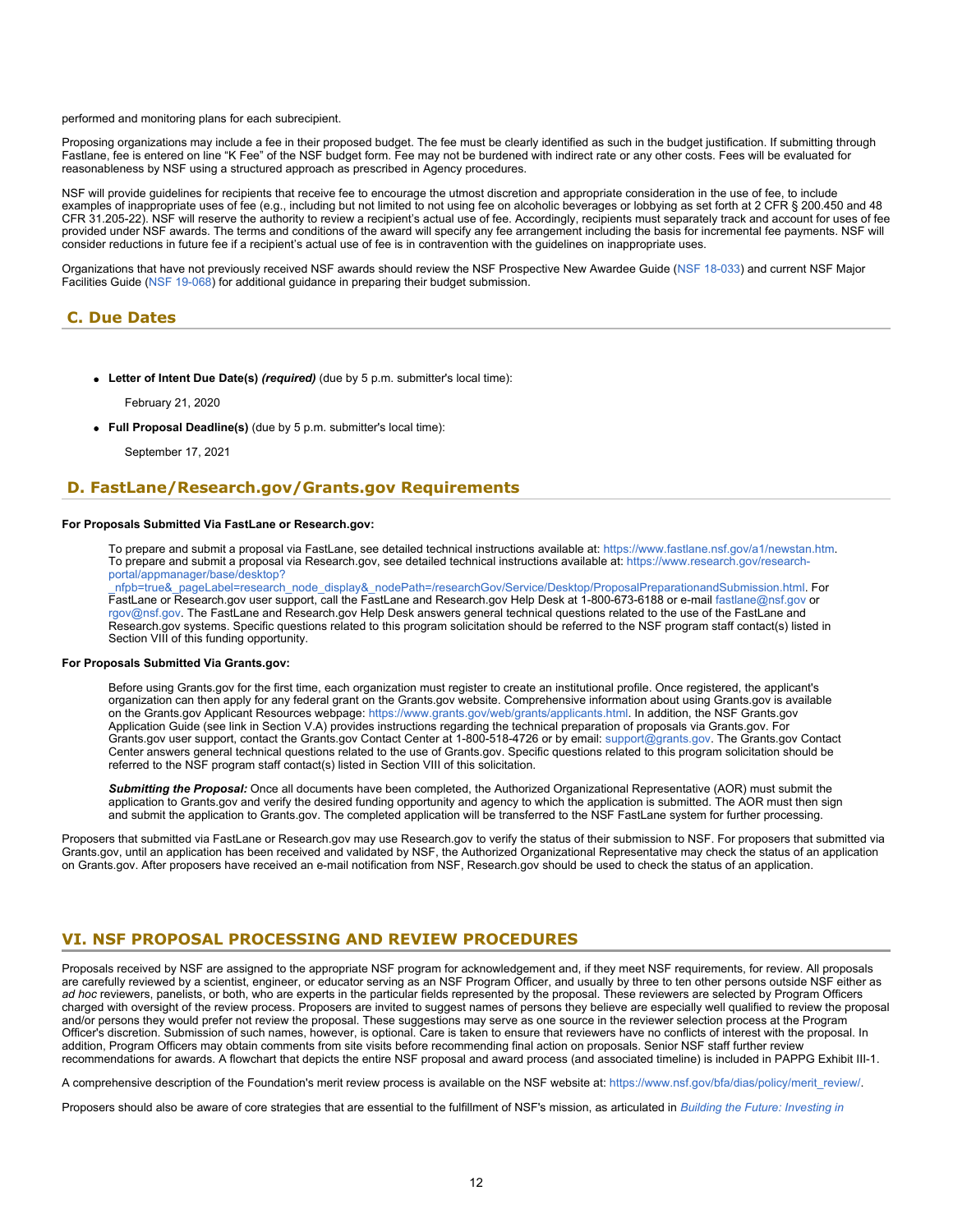performed and monitoring plans for each subrecipient.

Proposing organizations may include a fee in their proposed budget. The fee must be clearly identified as such in the budget justification. If submitting through Fastlane, fee is entered on line "K Fee" of the NSF budget form. Fee may not be burdened with indirect rate or any other costs. Fees will be evaluated for reasonableness by NSF using a structured approach as prescribed in Agency procedures.

NSF will provide guidelines for recipients that receive fee to encourage the utmost discretion and appropriate consideration in the use of fee, to include examples of inappropriate uses of fee (e.g., including but not limited to not using fee on alcoholic beverages or lobbying as set forth at 2 CFR § 200.450 and 48 CFR 31.205-22). NSF will reserve the authority to review a recipient's actual use of fee. Accordingly, recipients must separately track and account for uses of fee provided under NSF awards. The terms and conditions of the award will specify any fee arrangement including the basis for incremental fee payments. NSF will consider reductions in future fee if a recipient's actual use of fee is in contravention with the guidelines on inappropriate uses.

Organizations that have not previously received NSF awards should review the NSF Prospective New Awardee Guide (NSF 18-033) and current NSF Major Facilities Guide (NSF 19-068) for additional guidance in preparing their budget submission.

## C. Due Dates

- **Letter of Intent Due Date(s)** ***(required)*** (due by 5 p.m. submitter's local time):

  February 21, 2020

- **Full Proposal Deadline(s)** (due by 5 p.m. submitter's local time):

  September 17, 2021

## D. FastLane/Research.gov/Grants.gov Requirements

**For Proposals Submitted Via FastLane or Research.gov:**

To prepare and submit a proposal via FastLane, see detailed technical instructions available at: https://www.fastlane.nsf.gov/a1/newstan.htm. To prepare and submit a proposal via Research.gov, see detailed technical instructions available at: https://www.research.gov/research-portal/appmanager/base/desktop?_nfpb=true&_pageLabel=research_node_display&_nodePath=/researchGov/Service/Desktop/ProposalPreparationandSubmission.html. For FastLane or Research.gov user support, call the FastLane and Research.gov Help Desk at 1-800-673-6188 or e-mail fastlane@nsf.gov or rgov@nsf.gov. The FastLane and Research.gov Help Desk answers general technical questions related to the use of the FastLane and Research.gov systems. Specific questions related to this program solicitation should be referred to the NSF program staff contact(s) listed in Section VIII of this funding opportunity.

**For Proposals Submitted Via Grants.gov:**

Before using Grants.gov for the first time, each organization must register to create an institutional profile. Once registered, the applicant's organization can then apply for any federal grant on the Grants.gov website. Comprehensive information about using Grants.gov is available on the Grants.gov Applicant Resources webpage: https://www.grants.gov/web/grants/applicants.html. In addition, the NSF Grants.gov Application Guide (see link in Section V.A) provides instructions regarding the technical preparation of proposals via Grants.gov. For Grants.gov user support, contact the Grants.gov Contact Center at 1-800-518-4726 or by email: support@grants.gov. The Grants.gov Contact Center answers general technical questions related to the use of Grants.gov. Specific questions related to this program solicitation should be referred to the NSF program staff contact(s) listed in Section VIII of this solicitation.

***Submitting the Proposal:*** Once all documents have been completed, the Authorized Organizational Representative (AOR) must submit the application to Grants.gov and verify the desired funding opportunity and agency to which the application is submitted. The AOR must then sign and submit the application to Grants.gov. The completed application will be transferred to the NSF FastLane system for further processing.

Proposers that submitted via FastLane or Research.gov may use Research.gov to verify the status of their submission to NSF. For proposers that submitted via Grants.gov, until an application has been received and validated by NSF, the Authorized Organizational Representative may check the status of an application on Grants.gov. After proposers have received an e-mail notification from NSF, Research.gov should be used to check the status of an application.

# VI. NSF PROPOSAL PROCESSING AND REVIEW PROCEDURES

Proposals received by NSF are assigned to the appropriate NSF program for acknowledgement and, if they meet NSF requirements, for review. All proposals are carefully reviewed by a scientist, engineer, or educator serving as an NSF Program Officer, and usually by three to ten other persons outside NSF either as *ad hoc* reviewers, panelists, or both, who are experts in the particular fields represented by the proposal. These reviewers are selected by Program Officers charged with oversight of the review process. Proposers are invited to suggest names of persons they believe are especially well qualified to review the proposal and/or persons they would prefer not review the proposal. These suggestions may serve as one source in the reviewer selection process at the Program Officer's discretion. Submission of such names, however, is optional. Care is taken to ensure that reviewers have no conflicts of interest with the proposal. In addition, Program Officers may obtain comments from site visits before recommending final action on proposals. Senior NSF staff further review recommendations for awards. A flowchart that depicts the entire NSF proposal and award process (and associated timeline) is included in PAPPG Exhibit III-1.

A comprehensive description of the Foundation's merit review process is available on the NSF website at: https://www.nsf.gov/bfa/dias/policy/merit_review/.

Proposers should also be aware of core strategies that are essential to the fulfillment of NSF's mission, as articulated in *Building the Future: Investing in*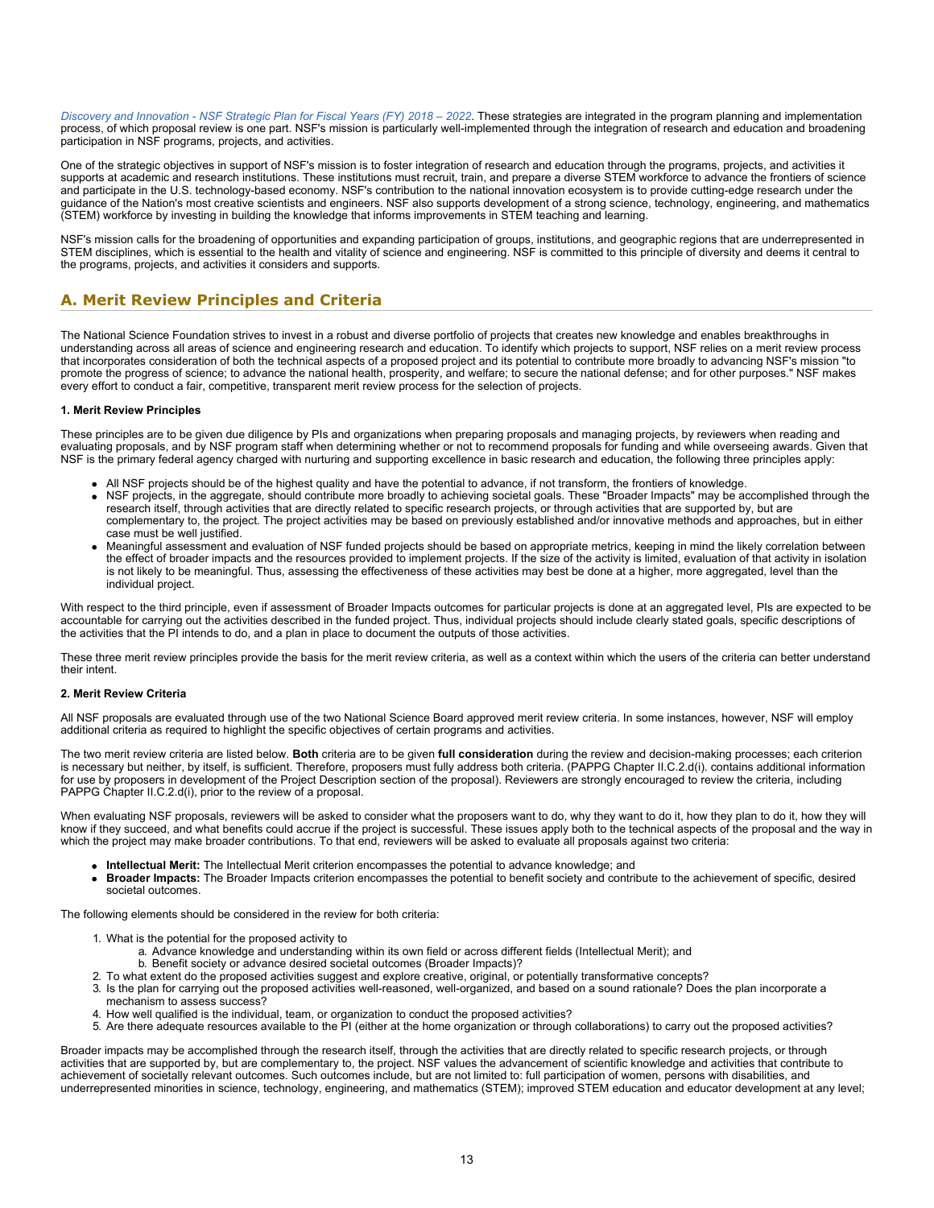*Discovery and Innovation - NSF Strategic Plan for Fiscal Years (FY) 2018 – 2022*. These strategies are integrated in the program planning and implementation process, of which proposal review is one part. NSF's mission is particularly well-implemented through the integration of research and education and broadening participation in NSF programs, projects, and activities.

One of the strategic objectives in support of NSF's mission is to foster integration of research and education through the programs, projects, and activities it supports at academic and research institutions. These institutions must recruit, train, and prepare a diverse STEM workforce to advance the frontiers of science and participate in the U.S. technology-based economy. NSF's contribution to the national innovation ecosystem is to provide cutting-edge research under the guidance of the Nation's most creative scientists and engineers. NSF also supports development of a strong science, technology, engineering, and mathematics (STEM) workforce by investing in building the knowledge that informs improvements in STEM teaching and learning.

NSF's mission calls for the broadening of opportunities and expanding participation of groups, institutions, and geographic regions that are underrepresented in STEM disciplines, which is essential to the health and vitality of science and engineering. NSF is committed to this principle of diversity and deems it central to the programs, projects, and activities it considers and supports.

## A. Merit Review Principles and Criteria

The National Science Foundation strives to invest in a robust and diverse portfolio of projects that creates new knowledge and enables breakthroughs in understanding across all areas of science and engineering research and education. To identify which projects to support, NSF relies on a merit review process that incorporates consideration of both the technical aspects of a proposed project and its potential to contribute more broadly to advancing NSF's mission "to promote the progress of science; to advance the national health, prosperity, and welfare; to secure the national defense; and for other purposes." NSF makes every effort to conduct a fair, competitive, transparent merit review process for the selection of projects.

**1. Merit Review Principles**

These principles are to be given due diligence by PIs and organizations when preparing proposals and managing projects, by reviewers when reading and evaluating proposals, and by NSF program staff when determining whether or not to recommend proposals for funding and while overseeing awards. Given that NSF is the primary federal agency charged with nurturing and supporting excellence in basic research and education, the following three principles apply:

- All NSF projects should be of the highest quality and have the potential to advance, if not transform, the frontiers of knowledge.
- NSF projects, in the aggregate, should contribute more broadly to achieving societal goals. These "Broader Impacts" may be accomplished through the research itself, through activities that are directly related to specific research projects, or through activities that are supported by, but are complementary to, the project. The project activities may be based on previously established and/or innovative methods and approaches, but in either case must be well justified.
- Meaningful assessment and evaluation of NSF funded projects should be based on appropriate metrics, keeping in mind the likely correlation between the effect of broader impacts and the resources provided to implement projects. If the size of the activity is limited, evaluation of that activity in isolation is not likely to be meaningful. Thus, assessing the effectiveness of these activities may best be done at a higher, more aggregated, level than the individual project.

With respect to the third principle, even if assessment of Broader Impacts outcomes for particular projects is done at an aggregated level, PIs are expected to be accountable for carrying out the activities described in the funded project. Thus, individual projects should include clearly stated goals, specific descriptions of the activities that the PI intends to do, and a plan in place to document the outputs of those activities.

These three merit review principles provide the basis for the merit review criteria, as well as a context within which the users of the criteria can better understand their intent.

**2. Merit Review Criteria**

All NSF proposals are evaluated through use of the two National Science Board approved merit review criteria. In some instances, however, NSF will employ additional criteria as required to highlight the specific objectives of certain programs and activities.

The two merit review criteria are listed below. **Both** criteria are to be given **full consideration** during the review and decision-making processes; each criterion is necessary but neither, by itself, is sufficient. Therefore, proposers must fully address both criteria. (PAPPG Chapter II.C.2.d(i). contains additional information for use by proposers in development of the Project Description section of the proposal). Reviewers are strongly encouraged to review the criteria, including PAPPG Chapter II.C.2.d(i), prior to the review of a proposal.

When evaluating NSF proposals, reviewers will be asked to consider what the proposers want to do, why they want to do it, how they plan to do it, how they will know if they succeed, and what benefits could accrue if the project is successful. These issues apply both to the technical aspects of the proposal and the way in which the project may make broader contributions. To that end, reviewers will be asked to evaluate all proposals against two criteria:

- **Intellectual Merit:** The Intellectual Merit criterion encompasses the potential to advance knowledge; and
- **Broader Impacts:** The Broader Impacts criterion encompasses the potential to benefit society and contribute to the achievement of specific, desired societal outcomes.

The following elements should be considered in the review for both criteria:

1. What is the potential for the proposed activity to
   a. Advance knowledge and understanding within its own field or across different fields (Intellectual Merit); and
   b. Benefit society or advance desired societal outcomes (Broader Impacts)?
2. To what extent do the proposed activities suggest and explore creative, original, or potentially transformative concepts?
3. Is the plan for carrying out the proposed activities well-reasoned, well-organized, and based on a sound rationale? Does the plan incorporate a mechanism to assess success?
4. How well qualified is the individual, team, or organization to conduct the proposed activities?
5. Are there adequate resources available to the PI (either at the home organization or through collaborations) to carry out the proposed activities?

Broader impacts may be accomplished through the research itself, through the activities that are directly related to specific research projects, or through activities that are supported by, but are complementary to, the project. NSF values the advancement of scientific knowledge and activities that contribute to achievement of societally relevant outcomes. Such outcomes include, but are not limited to: full participation of women, persons with disabilities, and underrepresented minorities in science, technology, engineering, and mathematics (STEM); improved STEM education and educator development at any level;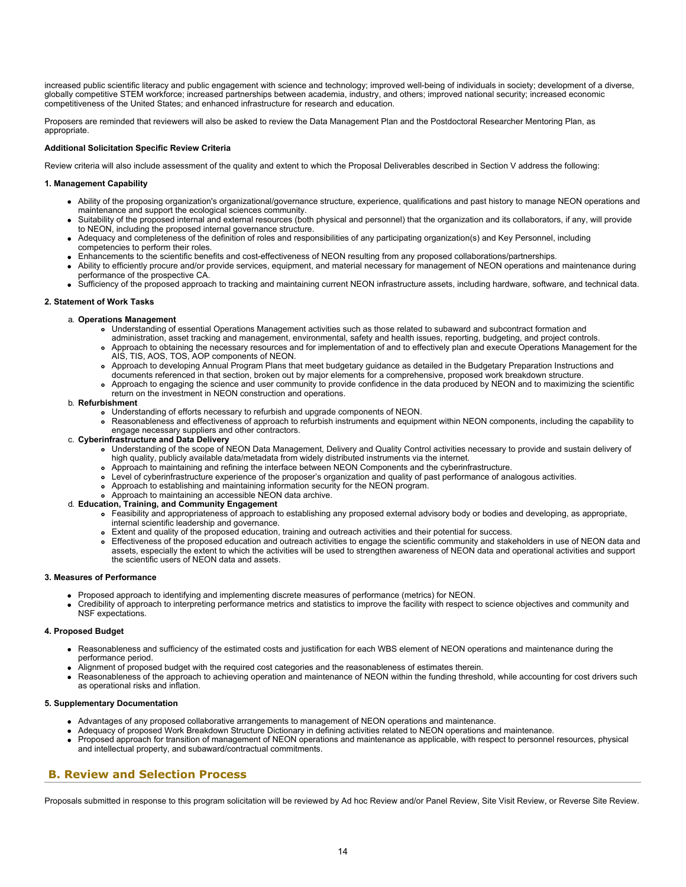increased public scientific literacy and public engagement with science and technology; improved well-being of individuals in society; development of a diverse, globally competitive STEM workforce; increased partnerships between academia, industry, and others; improved national security; increased economic competitiveness of the United States; and enhanced infrastructure for research and education.

Proposers are reminded that reviewers will also be asked to review the Data Management Plan and the Postdoctoral Researcher Mentoring Plan, as appropriate.

**Additional Solicitation Specific Review Criteria**

Review criteria will also include assessment of the quality and extent to which the Proposal Deliverables described in Section V address the following:

**1. Management Capability**

- Ability of the proposing organization's organizational/governance structure, experience, qualifications and past history to manage NEON operations and maintenance and support the ecological sciences community.
- Suitability of the proposed internal and external resources (both physical and personnel) that the organization and its collaborators, if any, will provide to NEON, including the proposed internal governance structure.
- Adequacy and completeness of the definition of roles and responsibilities of any participating organization(s) and Key Personnel, including competencies to perform their roles.
- Enhancements to the scientific benefits and cost-effectiveness of NEON resulting from any proposed collaborations/partnerships.
- Ability to efficiently procure and/or provide services, equipment, and material necessary for management of NEON operations and maintenance during performance of the prospective CA.
- Sufficiency of the proposed approach to tracking and maintaining current NEON infrastructure assets, including hardware, software, and technical data.

**2. Statement of Work Tasks**

a. **Operations Management**
   - Understanding of essential Operations Management activities such as those related to subaward and subcontract formation and administration, asset tracking and management, environmental, safety and health issues, reporting, budgeting, and project controls.
   - Approach to obtaining the necessary resources and for implementation of and to effectively plan and execute Operations Management for the AIS, TIS, AOS, TOS, AOP components of NEON.
   - Approach to developing Annual Program Plans that meet budgetary guidance as detailed in the Budgetary Preparation Instructions and documents referenced in that section, broken out by major elements for a comprehensive, proposed work breakdown structure.
   - Approach to engaging the science and user community to provide confidence in the data produced by NEON and to maximizing the scientific return on the investment in NEON construction and operations.

b. **Refurbishment**
   - Understanding of efforts necessary to refurbish and upgrade components of NEON.
   - Reasonableness and effectiveness of approach to refurbish instruments and equipment within NEON components, including the capability to engage necessary suppliers and other contractors.

c. **Cyberinfrastructure and Data Delivery**
   - Understanding of the scope of NEON Data Management, Delivery and Quality Control activities necessary to provide and sustain delivery of high quality, publicly available data/metadata from widely distributed instruments via the internet.
   - Approach to maintaining and refining the interface between NEON Components and the cyberinfrastructure.
   - Level of cyberinfrastructure experience of the proposer's organization and quality of past performance of analogous activities.
   - Approach to establishing and maintaining information security for the NEON program.
   - Approach to maintaining an accessible NEON data archive.

d. **Education, Training, and Community Engagement**
   - Feasibility and appropriateness of approach to establishing any proposed external advisory body or bodies and developing, as appropriate, internal scientific leadership and governance.
   - Extent and quality of the proposed education, training and outreach activities and their potential for success.
   - Effectiveness of the proposed education and outreach activities to engage the scientific community and stakeholders in use of NEON data and assets, especially the extent to which the activities will be used to strengthen awareness of NEON data and operational activities and support the scientific users of NEON data and assets.

**3. Measures of Performance**

- Proposed approach to identifying and implementing discrete measures of performance (metrics) for NEON.
- Credibility of approach to interpreting performance metrics and statistics to improve the facility with respect to science objectives and community and NSF expectations.

**4. Proposed Budget**

- Reasonableness and sufficiency of the estimated costs and justification for each WBS element of NEON operations and maintenance during the performance period.
- Alignment of proposed budget with the required cost categories and the reasonableness of estimates therein.
- Reasonableness of the approach to achieving operation and maintenance of NEON within the funding threshold, while accounting for cost drivers such as operational risks and inflation.

**5. Supplementary Documentation**

- Advantages of any proposed collaborative arrangements to management of NEON operations and maintenance.
- Adequacy of proposed Work Breakdown Structure Dictionary in defining activities related to NEON operations and maintenance.
- Proposed approach for transition of management of NEON operations and maintenance as applicable, with respect to personnel resources, physical and intellectual property, and subaward/contractual commitments.

## B. Review and Selection Process

Proposals submitted in response to this program solicitation will be reviewed by Ad hoc Review and/or Panel Review, Site Visit Review, or Reverse Site Review.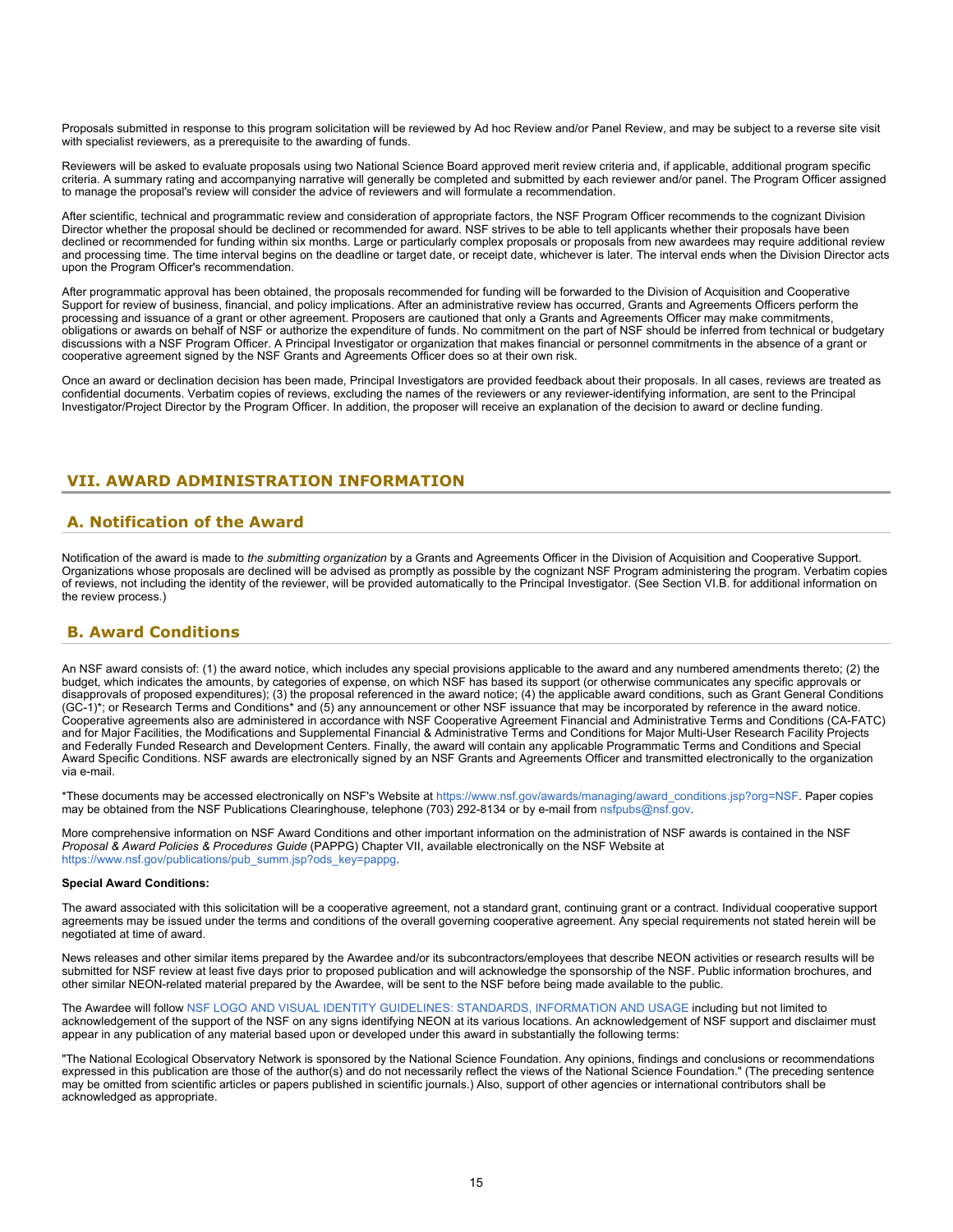Proposals submitted in response to this program solicitation will be reviewed by Ad hoc Review and/or Panel Review, and may be subject to a reverse site visit with specialist reviewers, as a prerequisite to the awarding of funds.

Reviewers will be asked to evaluate proposals using two National Science Board approved merit review criteria and, if applicable, additional program specific criteria. A summary rating and accompanying narrative will generally be completed and submitted by each reviewer and/or panel. The Program Officer assigned to manage the proposal's review will consider the advice of reviewers and will formulate a recommendation.

After scientific, technical and programmatic review and consideration of appropriate factors, the NSF Program Officer recommends to the cognizant Division Director whether the proposal should be declined or recommended for award. NSF strives to be able to tell applicants whether their proposals have been declined or recommended for funding within six months. Large or particularly complex proposals or proposals from new awardees may require additional review and processing time. The time interval begins on the deadline or target date, or receipt date, whichever is later. The interval ends when the Division Director acts upon the Program Officer's recommendation.

After programmatic approval has been obtained, the proposals recommended for funding will be forwarded to the Division of Acquisition and Cooperative Support for review of business, financial, and policy implications. After an administrative review has occurred, Grants and Agreements Officers perform the processing and issuance of a grant or other agreement. Proposers are cautioned that only a Grants and Agreements Officer may make commitments, obligations or awards on behalf of NSF or authorize the expenditure of funds. No commitment on the part of NSF should be inferred from technical or budgetary discussions with a NSF Program Officer. A Principal Investigator or organization that makes financial or personnel commitments in the absence of a grant or cooperative agreement signed by the NSF Grants and Agreements Officer does so at their own risk.

Once an award or declination decision has been made, Principal Investigators are provided feedback about their proposals. In all cases, reviews are treated as confidential documents. Verbatim copies of reviews, excluding the names of the reviewers or any reviewer-identifying information, are sent to the Principal Investigator/Project Director by the Program Officer. In addition, the proposer will receive an explanation of the decision to award or decline funding.

## VII. AWARD ADMINISTRATION INFORMATION

### A. Notification of the Award

Notification of the award is made to *the submitting organization* by a Grants and Agreements Officer in the Division of Acquisition and Cooperative Support. Organizations whose proposals are declined will be advised as promptly as possible by the cognizant NSF Program administering the program. Verbatim copies of reviews, not including the identity of the reviewer, will be provided automatically to the Principal Investigator. (See Section VI.B. for additional information on the review process.)

### B. Award Conditions

An NSF award consists of: (1) the award notice, which includes any special provisions applicable to the award and any numbered amendments thereto; (2) the budget, which indicates the amounts, by categories of expense, on which NSF has based its support (or otherwise communicates any specific approvals or disapprovals of proposed expenditures); (3) the proposal referenced in the award notice; (4) the applicable award conditions, such as Grant General Conditions (GC-1)*; or Research Terms and Conditions* and (5) any announcement or other NSF issuance that may be incorporated by reference in the award notice. Cooperative agreements also are administered in accordance with NSF Cooperative Agreement Financial and Administrative Terms and Conditions (CA-FATC) and for Major Facilities, the Modifications and Supplemental Financial & Administrative Terms and Conditions for Major Multi-User Research Facility Projects and Federally Funded Research and Development Centers. Finally, the award will contain any applicable Programmatic Terms and Conditions and Special Award Specific Conditions. NSF awards are electronically signed by an NSF Grants and Agreements Officer and transmitted electronically to the organization via e-mail.

*These documents may be accessed electronically on NSF's Website at https://www.nsf.gov/awards/managing/award_conditions.jsp?org=NSF. Paper copies may be obtained from the NSF Publications Clearinghouse, telephone (703) 292-8134 or by e-mail from nsfpubs@nsf.gov.

More comprehensive information on NSF Award Conditions and other important information on the administration of NSF awards is contained in the NSF *Proposal & Award Policies & Procedures Guide* (PAPPG) Chapter VII, available electronically on the NSF Website at https://www.nsf.gov/publications/pub_summ.jsp?ods_key=pappg.

**Special Award Conditions:**

The award associated with this solicitation will be a cooperative agreement, not a standard grant, continuing grant or a contract. Individual cooperative support agreements may be issued under the terms and conditions of the overall governing cooperative agreement. Any special requirements not stated herein will be negotiated at time of award.

News releases and other similar items prepared by the Awardee and/or its subcontractors/employees that describe NEON activities or research results will be submitted for NSF review at least five days prior to proposed publication and will acknowledge the sponsorship of the NSF. Public information brochures, and other similar NEON-related material prepared by the Awardee, will be sent to the NSF before being made available to the public.

The Awardee will follow NSF LOGO AND VISUAL IDENTITY GUIDELINES: STANDARDS, INFORMATION AND USAGE including but not limited to acknowledgement of the support of the NSF on any signs identifying NEON at its various locations. An acknowledgement of NSF support and disclaimer must appear in any publication of any material based upon or developed under this award in substantially the following terms:

"The National Ecological Observatory Network is sponsored by the National Science Foundation. Any opinions, findings and conclusions or recommendations expressed in this publication are those of the author(s) and do not necessarily reflect the views of the National Science Foundation." (The preceding sentence may be omitted from scientific articles or papers published in scientific journals.) Also, support of other agencies or international contributors shall be acknowledged as appropriate.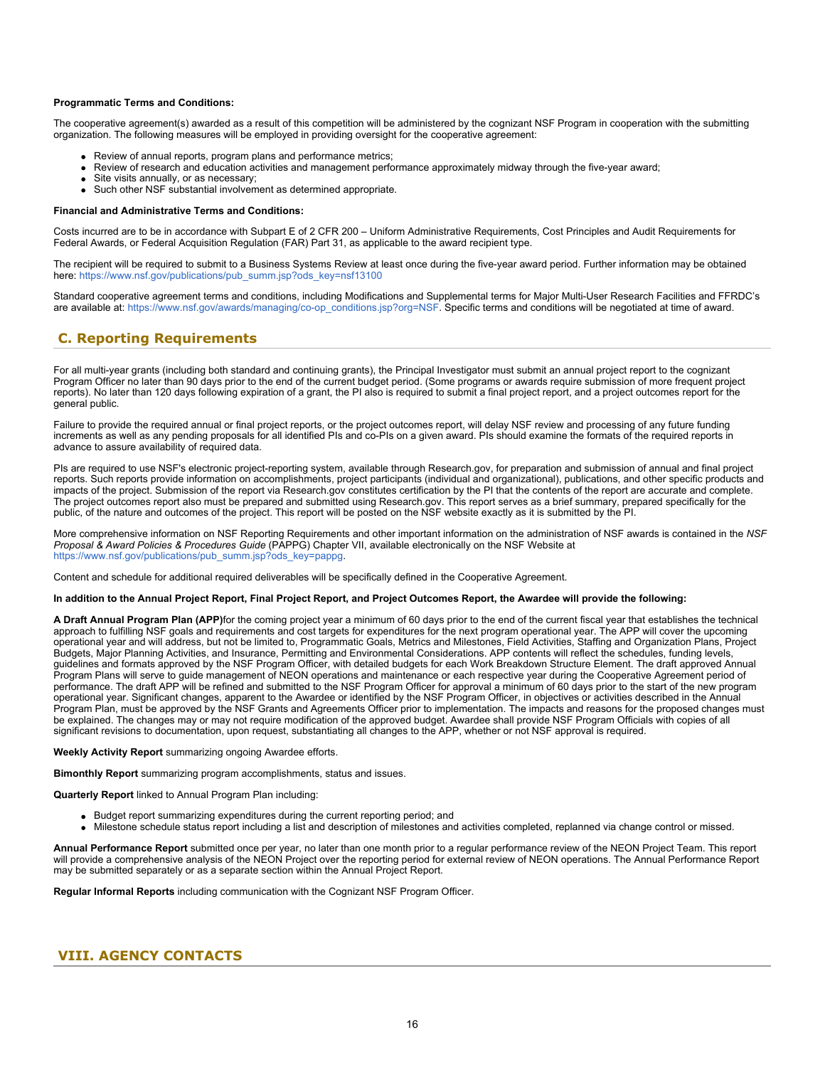**Programmatic Terms and Conditions:**

The cooperative agreement(s) awarded as a result of this competition will be administered by the cognizant NSF Program in cooperation with the submitting organization. The following measures will be employed in providing oversight for the cooperative agreement:

- Review of annual reports, program plans and performance metrics;
- Review of research and education activities and management performance approximately midway through the five-year award;
- Site visits annually, or as necessary;
- Such other NSF substantial involvement as determined appropriate.

**Financial and Administrative Terms and Conditions:**

Costs incurred are to be in accordance with Subpart E of 2 CFR 200 – Uniform Administrative Requirements, Cost Principles and Audit Requirements for Federal Awards, or Federal Acquisition Regulation (FAR) Part 31, as applicable to the award recipient type.

The recipient will be required to submit to a Business Systems Review at least once during the five-year award period. Further information may be obtained here: https://www.nsf.gov/publications/pub_summ.jsp?ods_key=nsf13100

Standard cooperative agreement terms and conditions, including Modifications and Supplemental terms for Major Multi-User Research Facilities and FFRDC's are available at: https://www.nsf.gov/awards/managing/co-op_conditions.jsp?org=NSF. Specific terms and conditions will be negotiated at time of award.

## C. Reporting Requirements

For all multi-year grants (including both standard and continuing grants), the Principal Investigator must submit an annual project report to the cognizant Program Officer no later than 90 days prior to the end of the current budget period. (Some programs or awards require submission of more frequent project reports). No later than 120 days following expiration of a grant, the PI also is required to submit a final project report, and a project outcomes report for the general public.

Failure to provide the required annual or final project reports, or the project outcomes report, will delay NSF review and processing of any future funding increments as well as any pending proposals for all identified PIs and co-PIs on a given award. PIs should examine the formats of the required reports in advance to assure availability of required data.

PIs are required to use NSF's electronic project-reporting system, available through Research.gov, for preparation and submission of annual and final project reports. Such reports provide information on accomplishments, project participants (individual and organizational), publications, and other specific products and impacts of the project. Submission of the report via Research.gov constitutes certification by the PI that the contents of the report are accurate and complete. The project outcomes report also must be prepared and submitted using Research.gov. This report serves as a brief summary, prepared specifically for the public, of the nature and outcomes of the project. This report will be posted on the NSF website exactly as it is submitted by the PI.

More comprehensive information on NSF Reporting Requirements and other important information on the administration of NSF awards is contained in the *NSF Proposal & Award Policies & Procedures Guide* (PAPPG) Chapter VII, available electronically on the NSF Website at https://www.nsf.gov/publications/pub_summ.jsp?ods_key=pappg.

Content and schedule for additional required deliverables will be specifically defined in the Cooperative Agreement.

**In addition to the Annual Project Report, Final Project Report, and Project Outcomes Report, the Awardee will provide the following:**

**A Draft Annual Program Plan (APP)**for the coming project year a minimum of 60 days prior to the end of the current fiscal year that establishes the technical approach to fulfilling NSF goals and requirements and cost targets for expenditures for the next program operational year. The APP will cover the upcoming operational year and will address, but not be limited to, Programmatic Goals, Metrics and Milestones, Field Activities, Staffing and Organization Plans, Project Budgets, Major Planning Activities, and Insurance, Permitting and Environmental Considerations. APP contents will reflect the schedules, funding levels, guidelines and formats approved by the NSF Program Officer, with detailed budgets for each Work Breakdown Structure Element. The draft approved Annual Program Plans will serve to guide management of NEON operations and maintenance or each respective year during the Cooperative Agreement period of performance. The draft APP will be refined and submitted to the NSF Program Officer for approval a minimum of 60 days prior to the start of the new program operational year. Significant changes, apparent to the Awardee or identified by the NSF Program Officer, in objectives or activities described in the Annual Program Plan, must be approved by the NSF Grants and Agreements Officer prior to implementation. The impacts and reasons for the proposed changes must be explained. The changes may or may not require modification of the approved budget. Awardee shall provide NSF Program Officials with copies of all significant revisions to documentation, upon request, substantiating all changes to the APP, whether or not NSF approval is required.

**Weekly Activity Report** summarizing ongoing Awardee efforts.

**Bimonthly Report** summarizing program accomplishments, status and issues.

**Quarterly Report** linked to Annual Program Plan including:

- Budget report summarizing expenditures during the current reporting period; and
- Milestone schedule status report including a list and description of milestones and activities completed, replanned via change control or missed.

**Annual Performance Report** submitted once per year, no later than one month prior to a regular performance review of the NEON Project Team. This report will provide a comprehensive analysis of the NEON Project over the reporting period for external review of NEON operations. The Annual Performance Report may be submitted separately or as a separate section within the Annual Project Report.

**Regular Informal Reports** including communication with the Cognizant NSF Program Officer.

## VIII. AGENCY CONTACTS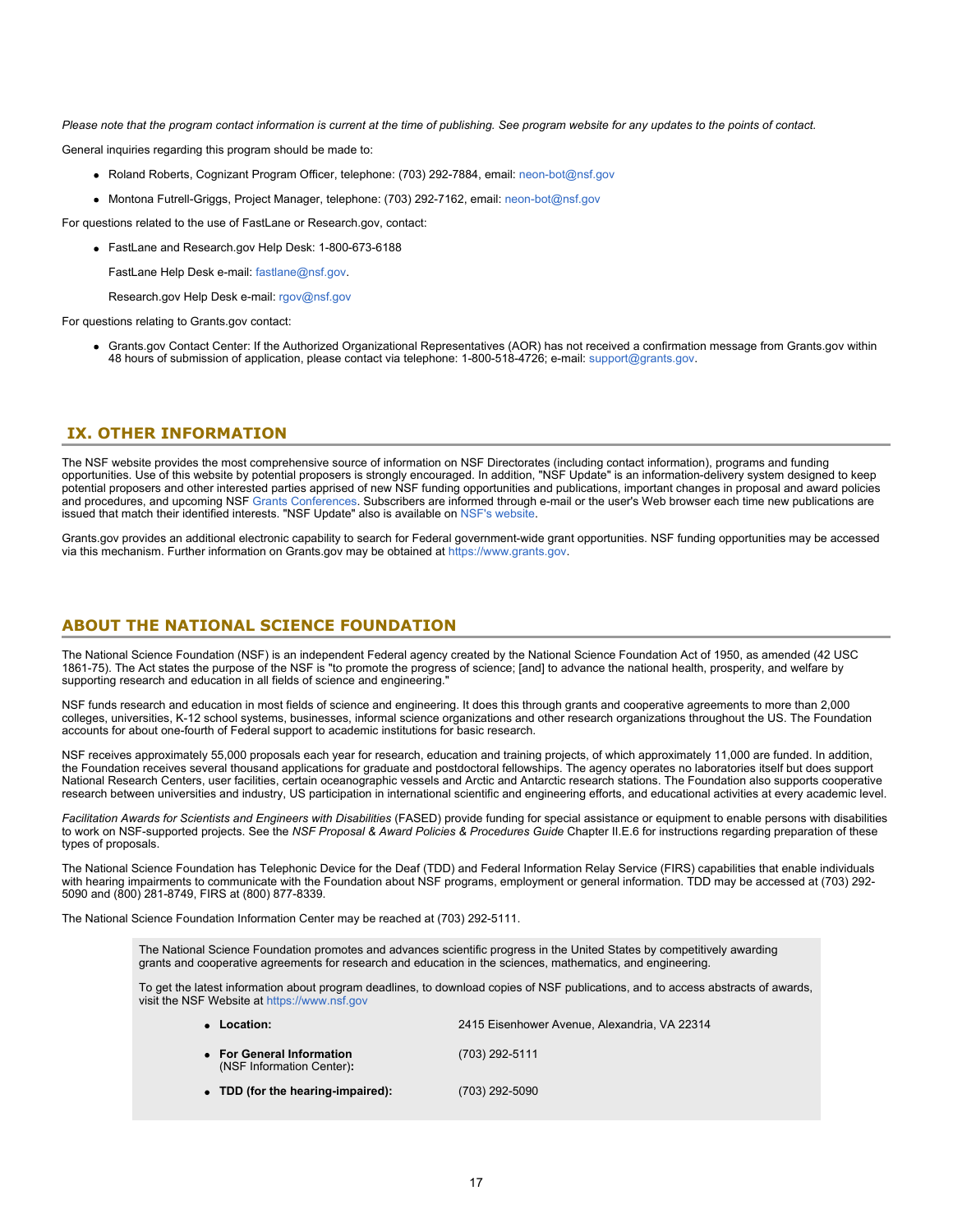*Please note that the program contact information is current at the time of publishing. See program website for any updates to the points of contact.*

General inquiries regarding this program should be made to:

- Roland Roberts, Cognizant Program Officer, telephone: (703) 292-7884, email: neon-bot@nsf.gov
- Montona Futrell-Griggs, Project Manager, telephone: (703) 292-7162, email: neon-bot@nsf.gov

For questions related to the use of FastLane or Research.gov, contact:

- FastLane and Research.gov Help Desk: 1-800-673-6188

  FastLane Help Desk e-mail: fastlane@nsf.gov.

  Research.gov Help Desk e-mail: rgov@nsf.gov

For questions relating to Grants.gov contact:

- Grants.gov Contact Center: If the Authorized Organizational Representatives (AOR) has not received a confirmation message from Grants.gov within 48 hours of submission of application, please contact via telephone: 1-800-518-4726; e-mail: support@grants.gov.

## IX. OTHER INFORMATION

The NSF website provides the most comprehensive source of information on NSF Directorates (including contact information), programs and funding opportunities. Use of this website by potential proposers is strongly encouraged. In addition, "NSF Update" is an information-delivery system designed to keep potential proposers and other interested parties apprised of new NSF funding opportunities and publications, important changes in proposal and award policies and procedures, and upcoming NSF Grants Conferences. Subscribers are informed through e-mail or the user's Web browser each time new publications are issued that match their identified interests. "NSF Update" also is available on NSF's website.

Grants.gov provides an additional electronic capability to search for Federal government-wide grant opportunities. NSF funding opportunities may be accessed via this mechanism. Further information on Grants.gov may be obtained at https://www.grants.gov.

## ABOUT THE NATIONAL SCIENCE FOUNDATION

The National Science Foundation (NSF) is an independent Federal agency created by the National Science Foundation Act of 1950, as amended (42 USC 1861-75). The Act states the purpose of the NSF is "to promote the progress of science; [and] to advance the national health, prosperity, and welfare by supporting research and education in all fields of science and engineering."

NSF funds research and education in most fields of science and engineering. It does this through grants and cooperative agreements to more than 2,000 colleges, universities, K-12 school systems, businesses, informal science organizations and other research organizations throughout the US. The Foundation accounts for about one-fourth of Federal support to academic institutions for basic research.

NSF receives approximately 55,000 proposals each year for research, education and training projects, of which approximately 11,000 are funded. In addition, the Foundation receives several thousand applications for graduate and postdoctoral fellowships. The agency operates no laboratories itself but does support National Research Centers, user facilities, certain oceanographic vessels and Arctic and Antarctic research stations. The Foundation also supports cooperative research between universities and industry, US participation in international scientific and engineering efforts, and educational activities at every academic level.

*Facilitation Awards for Scientists and Engineers with Disabilities* (FASED) provide funding for special assistance or equipment to enable persons with disabilities to work on NSF-supported projects. See the *NSF Proposal & Award Policies & Procedures Guide* Chapter II.E.6 for instructions regarding preparation of these types of proposals.

The National Science Foundation has Telephonic Device for the Deaf (TDD) and Federal Information Relay Service (FIRS) capabilities that enable individuals with hearing impairments to communicate with the Foundation about NSF programs, employment or general information. TDD may be accessed at (703) 292-5090 and (800) 281-8749, FIRS at (800) 877-8339.

The National Science Foundation Information Center may be reached at (703) 292-5111.

The National Science Foundation promotes and advances scientific progress in the United States by competitively awarding grants and cooperative agreements for research and education in the sciences, mathematics, and engineering.

To get the latest information about program deadlines, to download copies of NSF publications, and to access abstracts of awards, visit the NSF Website at https://www.nsf.gov

- **Location:** 2415 Eisenhower Avenue, Alexandria, VA 22314
- **For General Information** (NSF Information Center)**:** (703) 292-5111
- **TDD (for the hearing-impaired):** (703) 292-5090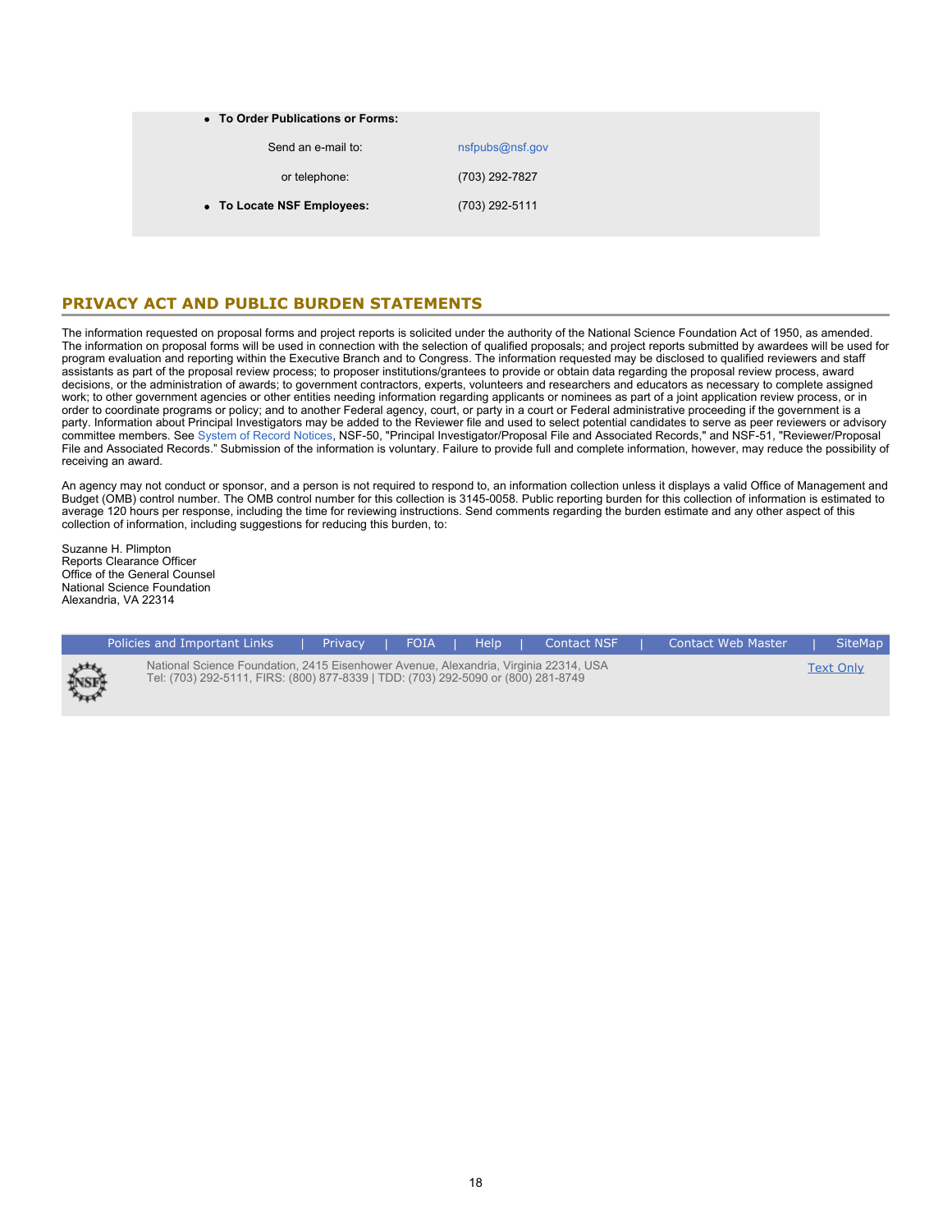- **To Order Publications or Forms:**

| | |
|---|---|
| Send an e-mail to: | nsfpubs@nsf.gov |
| or telephone: | (703) 292-7827 |

- **To Locate NSF Employees:** (703) 292-5111

## PRIVACY ACT AND PUBLIC BURDEN STATEMENTS

The information requested on proposal forms and project reports is solicited under the authority of the National Science Foundation Act of 1950, as amended. The information on proposal forms will be used in connection with the selection of qualified proposals; and project reports submitted by awardees will be used for program evaluation and reporting within the Executive Branch and to Congress. The information requested may be disclosed to qualified reviewers and staff assistants as part of the proposal review process; to proposer institutions/grantees to provide or obtain data regarding the proposal review process, award decisions, or the administration of awards; to government contractors, experts, volunteers and researchers and educators as necessary to complete assigned work; to other government agencies or other entities needing information regarding applicants or nominees as part of a joint application review process, or in order to coordinate programs or policy; and to another Federal agency, court, or party in a court or Federal administrative proceeding if the government is a party. Information about Principal Investigators may be added to the Reviewer file and used to select potential candidates to serve as peer reviewers or advisory committee members. See System of Record Notices, NSF-50, "Principal Investigator/Proposal File and Associated Records," and NSF-51, "Reviewer/Proposal File and Associated Records." Submission of the information is voluntary. Failure to provide full and complete information, however, may reduce the possibility of receiving an award.

An agency may not conduct or sponsor, and a person is not required to respond to, an information collection unless it displays a valid Office of Management and Budget (OMB) control number. The OMB control number for this collection is 3145-0058. Public reporting burden for this collection of information is estimated to average 120 hours per response, including the time for reviewing instructions. Send comments regarding the burden estimate and any other aspect of this collection of information, including suggestions for reducing this burden, to:

Suzanne H. Plimpton
Reports Clearance Officer
Office of the General Counsel
National Science Foundation
Alexandria, VA 22314

Policies and Important Links | Privacy | FOIA | Help | Contact NSF | Contact Web Master | SiteMap

National Science Foundation, 2415 Eisenhower Avenue, Alexandria, Virginia 22314, USA
Tel: (703) 292-5111, FIRS: (800) 877-8339 | TDD: (703) 292-5090 or (800) 281-8749

Text Only